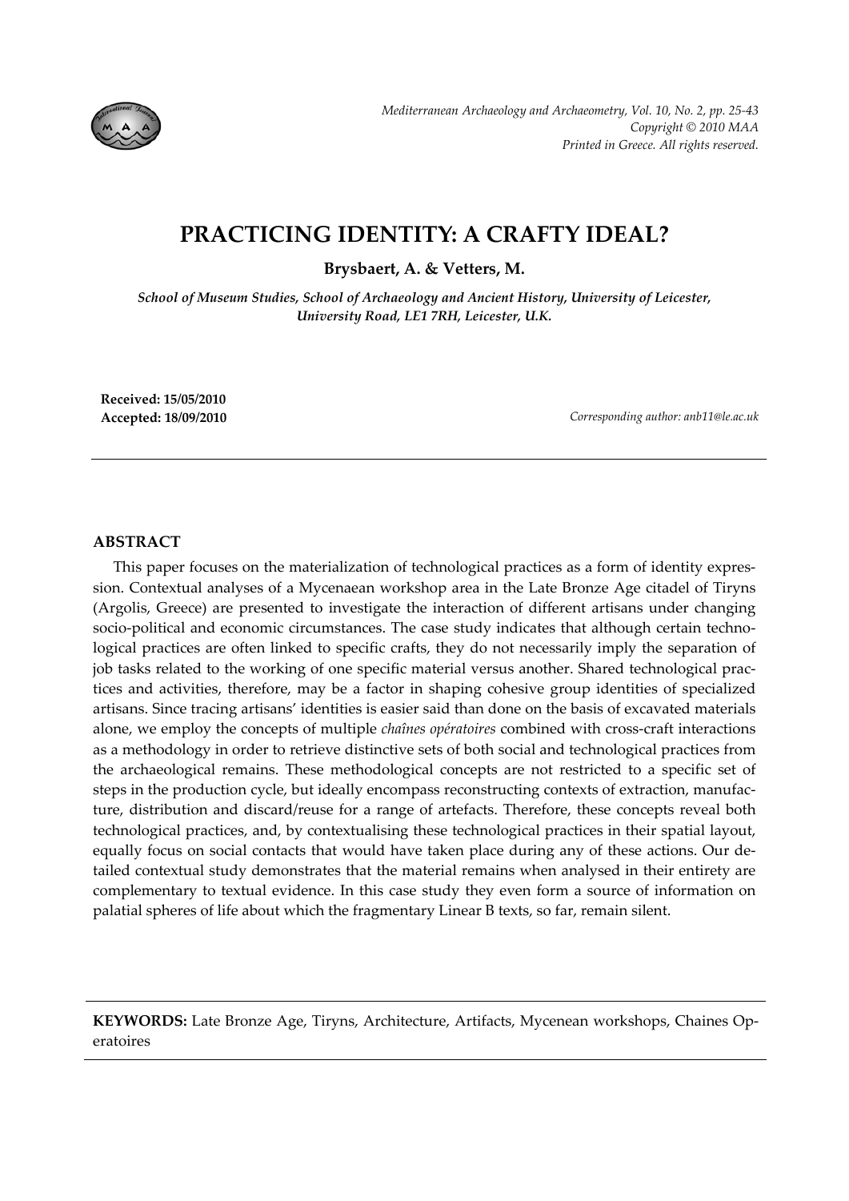# PRACTICING IDENTITY: A CRAFTY IDEAL?

**Brysbaert, A. & Vetters, M.**

*School of Museum Studies, School of Archaeology and Ancient History, University of Leicester, University Road, LE1 7RH, Leicester, U.K.*

**Received: 15/05/2010**
**Accepted: 18/09/2010**

*Corresponding author: anb11@le.ac.uk*

## ABSTRACT

This paper focuses on the materialization of technological practices as a form of identity expression. Contextual analyses of a Mycenaean workshop area in the Late Bronze Age citadel of Tiryns (Argolis, Greece) are presented to investigate the interaction of different artisans under changing socio-political and economic circumstances. The case study indicates that although certain technological practices are often linked to specific crafts, they do not necessarily imply the separation of job tasks related to the working of one specific material versus another. Shared technological practices and activities, therefore, may be a factor in shaping cohesive group identities of specialized artisans. Since tracing artisans' identities is easier said than done on the basis of excavated materials alone, we employ the concepts of multiple *chaînes opératoires* combined with cross-craft interactions as a methodology in order to retrieve distinctive sets of both social and technological practices from the archaeological remains. These methodological concepts are not restricted to a specific set of steps in the production cycle, but ideally encompass reconstructing contexts of extraction, manufacture, distribution and discard/reuse for a range of artefacts. Therefore, these concepts reveal both technological practices, and, by contextualising these technological practices in their spatial layout, equally focus on social contacts that would have taken place during any of these actions. Our detailed contextual study demonstrates that the material remains when analysed in their entirety are complementary to textual evidence. In this case study they even form a source of information on palatial spheres of life about which the fragmentary Linear B texts, so far, remain silent.

**KEYWORDS:** Late Bronze Age, Tiryns, Architecture, Artifacts, Mycenean workshops, Chaines Operatoires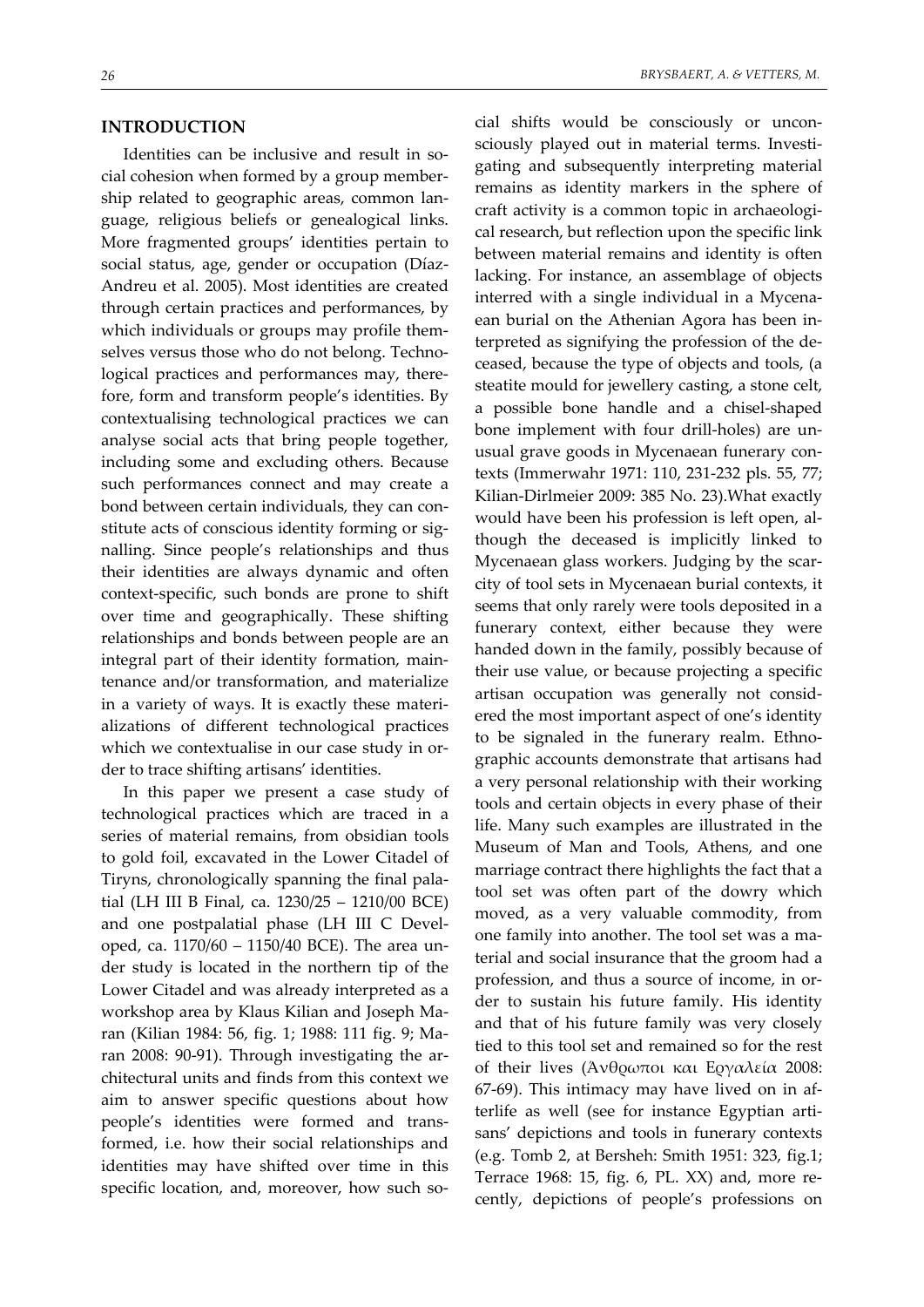## INTRODUCTION

Identities can be inclusive and result in social cohesion when formed by a group membership related to geographic areas, common language, religious beliefs or genealogical links. More fragmented groups' identities pertain to social status, age, gender or occupation (Díaz-Andreu et al. 2005). Most identities are created through certain practices and performances, by which individuals or groups may profile themselves versus those who do not belong. Technological practices and performances may, therefore, form and transform people's identities. By contextualising technological practices we can analyse social acts that bring people together, including some and excluding others. Because such performances connect and may create a bond between certain individuals, they can constitute acts of conscious identity forming or signalling. Since people's relationships and thus their identities are always dynamic and often context-specific, such bonds are prone to shift over time and geographically. These shifting relationships and bonds between people are an integral part of their identity formation, maintenance and/or transformation, and materialize in a variety of ways. It is exactly these materializations of different technological practices which we contextualise in our case study in order to trace shifting artisans' identities.

In this paper we present a case study of technological practices which are traced in a series of material remains, from obsidian tools to gold foil, excavated in the Lower Citadel of Tiryns, chronologically spanning the final palatial (LH III B Final, ca. 1230/25 – 1210/00 BCE) and one postpalatial phase (LH III C Developed, ca. 1170/60 – 1150/40 BCE). The area under study is located in the northern tip of the Lower Citadel and was already interpreted as a workshop area by Klaus Kilian and Joseph Maran (Kilian 1984: 56, fig. 1; 1988: 111 fig. 9; Maran 2008: 90-91). Through investigating the architectural units and finds from this context we aim to answer specific questions about how people's identities were formed and transformed, i.e. how their social relationships and identities may have shifted over time in this specific location, and, moreover, how such social shifts would be consciously or unconsciously played out in material terms. Investigating and subsequently interpreting material remains as identity markers in the sphere of craft activity is a common topic in archaeological research, but reflection upon the specific link between material remains and identity is often lacking. For instance, an assemblage of objects interred with a single individual in a Mycenaean burial on the Athenian Agora has been interpreted as signifying the profession of the deceased, because the type of objects and tools, (a steatite mould for jewellery casting, a stone celt, a possible bone handle and a chisel-shaped bone implement with four drill-holes) are unusual grave goods in Mycenaean funerary contexts (Immerwahr 1971: 110, 231-232 pls. 55, 77; Kilian-Dirlmeier 2009: 385 No. 23).What exactly would have been his profession is left open, although the deceased is implicitly linked to Mycenaean glass workers. Judging by the scarcity of tool sets in Mycenaean burial contexts, it seems that only rarely were tools deposited in a funerary context, either because they were handed down in the family, possibly because of their use value, or because projecting a specific artisan occupation was generally not considered the most important aspect of one's identity to be signaled in the funerary realm. Ethnographic accounts demonstrate that artisans had a very personal relationship with their working tools and certain objects in every phase of their life. Many such examples are illustrated in the Museum of Man and Tools, Athens, and one marriage contract there highlights the fact that a tool set was often part of the dowry which moved, as a very valuable commodity, from one family into another. The tool set was a material and social insurance that the groom had a profession, and thus a source of income, in order to sustain his future family. His identity and that of his future family was very closely tied to this tool set and remained so for the rest of their lives (Άνθρωποι και Εργαλεία 2008: 67-69). This intimacy may have lived on in afterlife as well (see for instance Egyptian artisans' depictions and tools in funerary contexts (e.g. Tomb 2, at Bersheh: Smith 1951: 323, fig.1; Terrace 1968: 15, fig. 6, PL. XX) and, more recently, depictions of people's professions on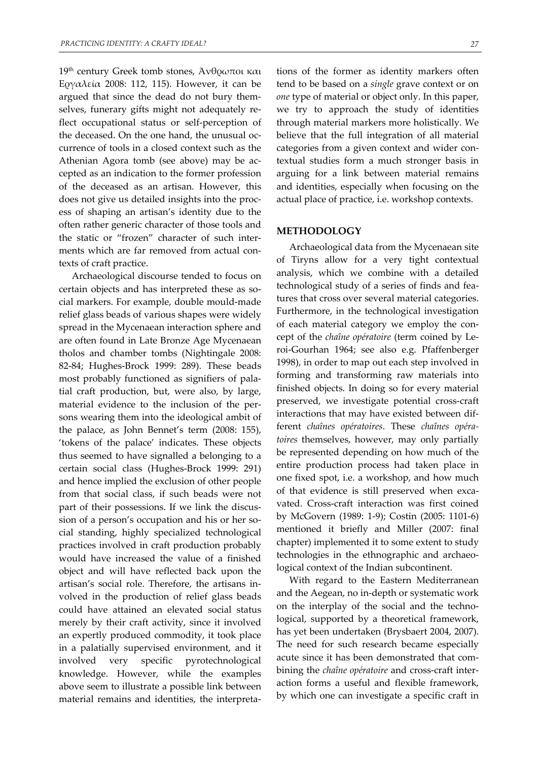19th century Greek tomb stones, Άνθρωποι και Εργαλεία 2008: 112, 115). However, it can be argued that since the dead do not bury themselves, funerary gifts might not adequately reflect occupational status or self-perception of the deceased. On the one hand, the unusual occurrence of tools in a closed context such as the Athenian Agora tomb (see above) may be accepted as an indication to the former profession of the deceased as an artisan. However, this does not give us detailed insights into the process of shaping an artisan's identity due to the often rather generic character of those tools and the static or "frozen" character of such interments which are far removed from actual contexts of craft practice.

Archaeological discourse tended to focus on certain objects and has interpreted these as social markers. For example, double mould-made relief glass beads of various shapes were widely spread in the Mycenaean interaction sphere and are often found in Late Bronze Age Mycenaean tholos and chamber tombs (Nightingale 2008: 82-84; Hughes-Brock 1999: 289). These beads most probably functioned as signifiers of palatial craft production, but, were also, by large, material evidence to the inclusion of the persons wearing them into the ideological ambit of the palace, as John Bennet's term (2008: 155), 'tokens of the palace' indicates. These objects thus seemed to have signalled a belonging to a certain social class (Hughes-Brock 1999: 291) and hence implied the exclusion of other people from that social class, if such beads were not part of their possessions. If we link the discussion of a person's occupation and his or her social standing, highly specialized technological practices involved in craft production probably would have increased the value of a finished object and will have reflected back upon the artisan's social role. Therefore, the artisans involved in the production of relief glass beads could have attained an elevated social status merely by their craft activity, since it involved an expertly produced commodity, it took place in a palatially supervised environment, and it involved very specific pyrotechnological knowledge. However, while the examples above seem to illustrate a possible link between material remains and identities, the interpretations of the former as identity markers often tend to be based on a *single* grave context or on *one* type of material or object only. In this paper, we try to approach the study of identities through material markers more holistically. We believe that the full integration of all material categories from a given context and wider contextual studies form a much stronger basis in arguing for a link between material remains and identities, especially when focusing on the actual place of practice, i.e. workshop contexts.

## METHODOLOGY

Archaeological data from the Mycenaean site of Tiryns allow for a very tight contextual analysis, which we combine with a detailed technological study of a series of finds and features that cross over several material categories. Furthermore, in the technological investigation of each material category we employ the concept of the *chaîne opératoire* (term coined by Leroi-Gourhan 1964; see also e.g. Pfaffenberger 1998), in order to map out each step involved in forming and transforming raw materials into finished objects. In doing so for every material preserved, we investigate potential cross-craft interactions that may have existed between different *chaînes opératoires*. These *chaînes opératoires* themselves, however, may only partially be represented depending on how much of the entire production process had taken place in one fixed spot, i.e. a workshop, and how much of that evidence is still preserved when excavated. Cross-craft interaction was first coined by McGovern (1989: 1-9); Costin (2005: 1101-6) mentioned it briefly and Miller (2007: final chapter) implemented it to some extent to study technologies in the ethnographic and archaeological context of the Indian subcontinent.

With regard to the Eastern Mediterranean and the Aegean, no in-depth or systematic work on the interplay of the social and the technological, supported by a theoretical framework, has yet been undertaken (Brysbaert 2004, 2007). The need for such research became especially acute since it has been demonstrated that combining the *chaîne opératoire* and cross-craft interaction forms a useful and flexible framework, by which one can investigate a specific craft in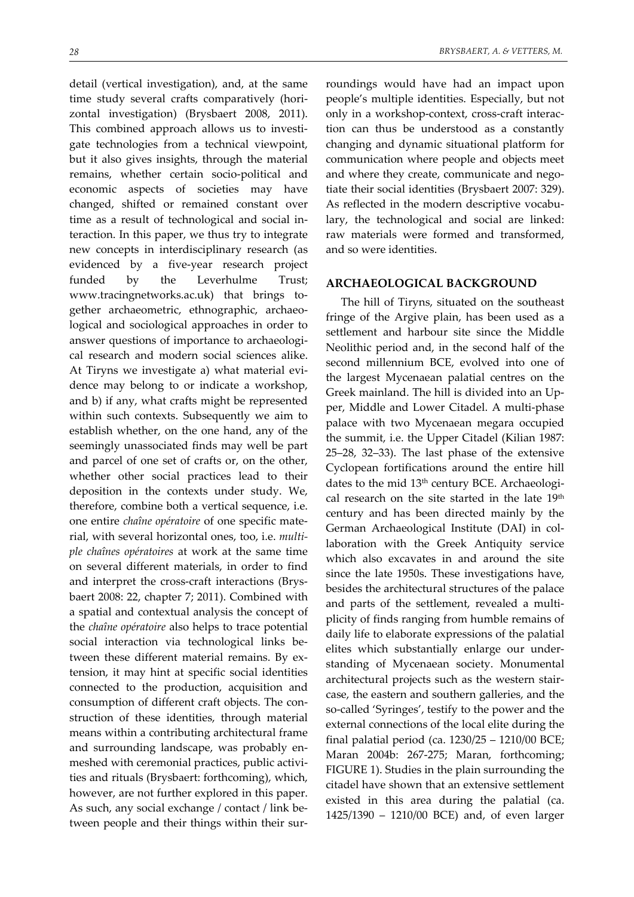detail (vertical investigation), and, at the same time study several crafts comparatively (horizontal investigation) (Brysbaert 2008, 2011). This combined approach allows us to investigate technologies from a technical viewpoint, but it also gives insights, through the material remains, whether certain socio-political and economic aspects of societies may have changed, shifted or remained constant over time as a result of technological and social interaction. In this paper, we thus try to integrate new concepts in interdisciplinary research (as evidenced by a five-year research project funded by the Leverhulme Trust; www.tracingnetworks.ac.uk) that brings together archaeometric, ethnographic, archaeological and sociological approaches in order to answer questions of importance to archaeological research and modern social sciences alike. At Tiryns we investigate a) what material evidence may belong to or indicate a workshop, and b) if any, what crafts might be represented within such contexts. Subsequently we aim to establish whether, on the one hand, any of the seemingly unassociated finds may well be part and parcel of one set of crafts or, on the other, whether other social practices lead to their deposition in the contexts under study. We, therefore, combine both a vertical sequence, i.e. one entire *chaîne opératoire* of one specific material, with several horizontal ones, too, i.e. *multiple chaînes opératoires* at work at the same time on several different materials, in order to find and interpret the cross-craft interactions (Brysbaert 2008: 22, chapter 7; 2011). Combined with a spatial and contextual analysis the concept of the *chaîne opératoire* also helps to trace potential social interaction via technological links between these different material remains. By extension, it may hint at specific social identities connected to the production, acquisition and consumption of different craft objects. The construction of these identities, through material means within a contributing architectural frame and surrounding landscape, was probably enmeshed with ceremonial practices, public activities and rituals (Brysbaert: forthcoming), which, however, are not further explored in this paper. As such, any social exchange / contact / link between people and their things within their surroundings would have had an impact upon people's multiple identities. Especially, but not only in a workshop-context, cross-craft interaction can thus be understood as a constantly changing and dynamic situational platform for communication where people and objects meet and where they create, communicate and negotiate their social identities (Brysbaert 2007: 329). As reflected in the modern descriptive vocabulary, the technological and social are linked: raw materials were formed and transformed, and so were identities.

## ARCHAEOLOGICAL BACKGROUND

The hill of Tiryns, situated on the southeast fringe of the Argive plain, has been used as a settlement and harbour site since the Middle Neolithic period and, in the second half of the second millennium BCE, evolved into one of the largest Mycenaean palatial centres on the Greek mainland. The hill is divided into an Upper, Middle and Lower Citadel. A multi-phase palace with two Mycenaean megara occupied the summit, i.e. the Upper Citadel (Kilian 1987: 25–28, 32–33). The last phase of the extensive Cyclopean fortifications around the entire hill dates to the mid 13th century BCE. Archaeological research on the site started in the late 19th century and has been directed mainly by the German Archaeological Institute (DAI) in collaboration with the Greek Antiquity service which also excavates in and around the site since the late 1950s. These investigations have, besides the architectural structures of the palace and parts of the settlement, revealed a multiplicity of finds ranging from humble remains of daily life to elaborate expressions of the palatial elites which substantially enlarge our understanding of Mycenaean society. Monumental architectural projects such as the western staircase, the eastern and southern galleries, and the so-called 'Syringes', testify to the power and the external connections of the local elite during the final palatial period (ca. 1230/25 – 1210/00 BCE; Maran 2004b: 267-275; Maran, forthcoming; FIGURE 1). Studies in the plain surrounding the citadel have shown that an extensive settlement existed in this area during the palatial (ca. 1425/1390 – 1210/00 BCE) and, of even larger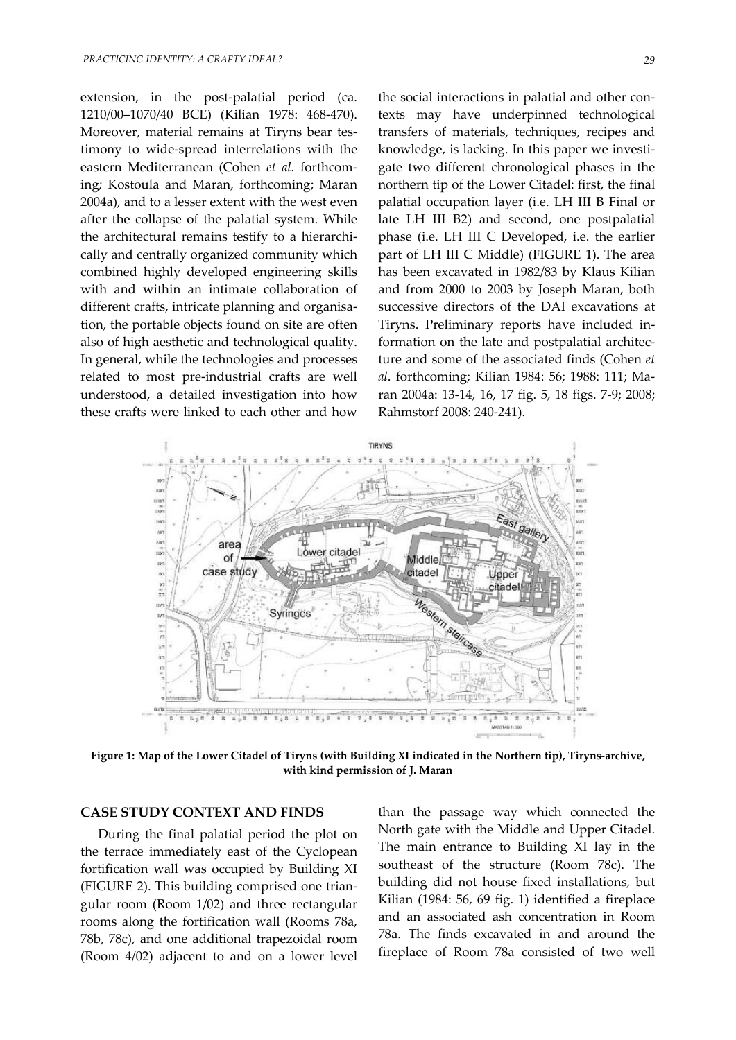extension, in the post-palatial period (ca. 1210/00–1070/40 BCE) (Kilian 1978: 468-470). Moreover, material remains at Tiryns bear testimony to wide-spread interrelations with the eastern Mediterranean (Cohen *et al.* forthcoming; Kostoula and Maran, forthcoming; Maran 2004a), and to a lesser extent with the west even after the collapse of the palatial system. While the architectural remains testify to a hierarchically and centrally organized community which combined highly developed engineering skills with and within an intimate collaboration of different crafts, intricate planning and organisation, the portable objects found on site are often also of high aesthetic and technological quality. In general, while the technologies and processes related to most pre-industrial crafts are well understood, a detailed investigation into how these crafts were linked to each other and how the social interactions in palatial and other contexts may have underpinned technological transfers of materials, techniques, recipes and knowledge, is lacking. In this paper we investigate two different chronological phases in the northern tip of the Lower Citadel: first, the final palatial occupation layer (i.e. LH III B Final or late LH III B2) and second, one postpalatial phase (i.e. LH III C Developed, i.e. the earlier part of LH III C Middle) (FIGURE 1). The area has been excavated in 1982/83 by Klaus Kilian and from 2000 to 2003 by Joseph Maran, both successive directors of the DAI excavations at Tiryns. Preliminary reports have included information on the late and postpalatial architecture and some of the associated finds (Cohen *et al*. forthcoming; Kilian 1984: 56; 1988: 111; Maran 2004a: 13-14, 16, 17 fig. 5, 18 figs. 7-9; 2008; Rahmstorf 2008: 240-241).

**Figure 1: Map of the Lower Citadel of Tiryns (with Building XI indicated in the Northern tip), Tiryns-archive, with kind permission of J. Maran**

## CASE STUDY CONTEXT AND FINDS

During the final palatial period the plot on the terrace immediately east of the Cyclopean fortification wall was occupied by Building XI (FIGURE 2). This building comprised one triangular room (Room 1/02) and three rectangular rooms along the fortification wall (Rooms 78a, 78b, 78c), and one additional trapezoidal room (Room 4/02) adjacent to and on a lower level than the passage way which connected the North gate with the Middle and Upper Citadel. The main entrance to Building XI lay in the southeast of the structure (Room 78c). The building did not house fixed installations, but Kilian (1984: 56, 69 fig. 1) identified a fireplace and an associated ash concentration in Room 78a. The finds excavated in and around the fireplace of Room 78a consisted of two well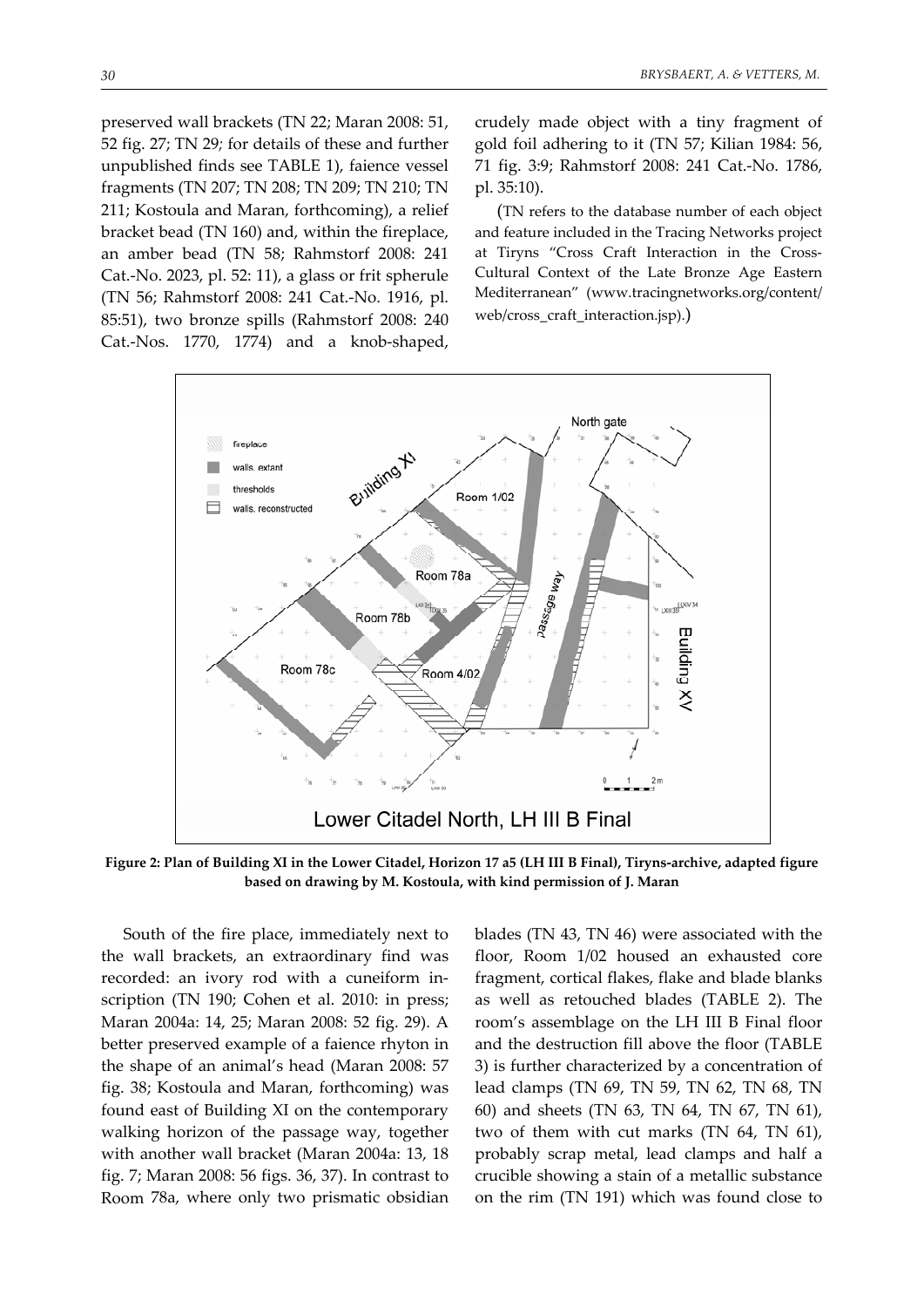preserved wall brackets (TN 22; Maran 2008: 51, 52 fig. 27; TN 29; for details of these and further unpublished finds see TABLE 1), faience vessel fragments (TN 207; TN 208; TN 209; TN 210; TN 211; Kostoula and Maran, forthcoming), a relief bracket bead (TN 160) and, within the fireplace, an amber bead (TN 58; Rahmstorf 2008: 241 Cat.-No. 2023, pl. 52: 11), a glass or frit spherule (TN 56; Rahmstorf 2008: 241 Cat.-No. 1916, pl. 85:51), two bronze spills (Rahmstorf 2008: 240 Cat.-Nos. 1770, 1774) and a knob-shaped, crudely made object with a tiny fragment of gold foil adhering to it (TN 57; Kilian 1984: 56, 71 fig. 3:9; Rahmstorf 2008: 241 Cat.-No. 1786, pl. 35:10).

(TN refers to the database number of each object and feature included in the Tracing Networks project at Tiryns "Cross Craft Interaction in the Cross-Cultural Context of the Late Bronze Age Eastern Mediterranean" (www.tracingnetworks.org/content/web/cross_craft_interaction.jsp).)

**Figure 2: Plan of Building XI in the Lower Citadel, Horizon 17 a5 (LH III B Final), Tiryns-archive, adapted figure based on drawing by M. Kostoula, with kind permission of J. Maran**

South of the fire place, immediately next to the wall brackets, an extraordinary find was recorded: an ivory rod with a cuneiform inscription (TN 190; Cohen et al. 2010: in press; Maran 2004a: 14, 25; Maran 2008: 52 fig. 29). A better preserved example of a faience rhyton in the shape of an animal's head (Maran 2008: 57 fig. 38; Kostoula and Maran, forthcoming) was found east of Building XI on the contemporary walking horizon of the passage way, together with another wall bracket (Maran 2004a: 13, 18 fig. 7; Maran 2008: 56 figs. 36, 37). In contrast to Room 78a, where only two prismatic obsidian blades (TN 43, TN 46) were associated with the floor, Room 1/02 housed an exhausted core fragment, cortical flakes, flake and blade blanks as well as retouched blades (TABLE 2). The room's assemblage on the LH III B Final floor and the destruction fill above the floor (TABLE 3) is further characterized by a concentration of lead clamps (TN 69, TN 59, TN 62, TN 68, TN 60) and sheets (TN 63, TN 64, TN 67, TN 61), two of them with cut marks (TN 64, TN 61), probably scrap metal, lead clamps and half a crucible showing a stain of a metallic substance on the rim (TN 191) which was found close to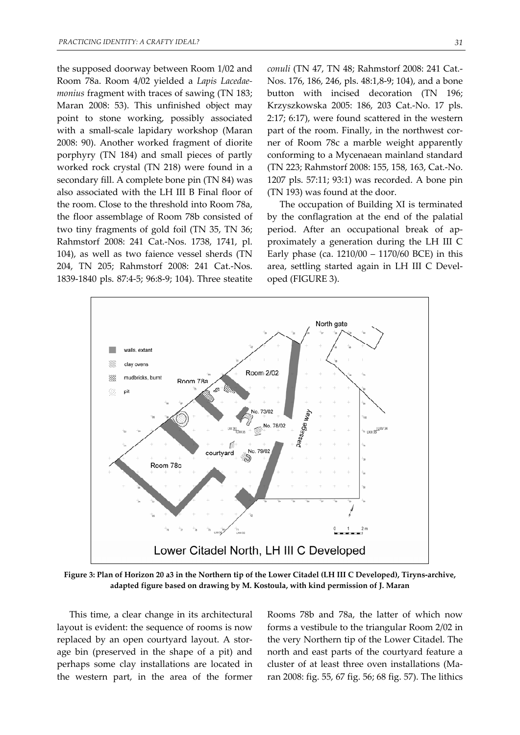the supposed doorway between Room 1/02 and Room 78a. Room 4/02 yielded a *Lapis Lacedaemonius* fragment with traces of sawing (TN 183; Maran 2008: 53). This unfinished object may point to stone working, possibly associated with a small-scale lapidary workshop (Maran 2008: 90). Another worked fragment of diorite porphyry (TN 184) and small pieces of partly worked rock crystal (TN 218) were found in a secondary fill. A complete bone pin (TN 84) was also associated with the LH III B Final floor of the room. Close to the threshold into Room 78a, the floor assemblage of Room 78b consisted of two tiny fragments of gold foil (TN 35, TN 36; Rahmstorf 2008: 241 Cat.-Nos. 1738, 1741, pl. 104), as well as two faience vessel sherds (TN 204, TN 205; Rahmstorf 2008: 241 Cat.-Nos. 1839-1840 pls. 87:4-5; 96:8-9; 104). Three steatite *conuli* (TN 47, TN 48; Rahmstorf 2008: 241 Cat.-Nos. 176, 186, 246, pls. 48:1,8-9; 104), and a bone button with incised decoration (TN 196; Krzyszkowska 2005: 186, 203 Cat.-No. 17 pls. 2:17; 6:17), were found scattered in the western part of the room. Finally, in the northwest corner of Room 78c a marble weight apparently conforming to a Mycenaean mainland standard (TN 223; Rahmstorf 2008: 155, 158, 163, Cat.-No. 1207 pls. 57:11; 93:1) was recorded. A bone pin (TN 193) was found at the door.

The occupation of Building XI is terminated by the conflagration at the end of the palatial period. After an occupational break of approximately a generation during the LH III C Early phase (ca. 1210/00 – 1170/60 BCE) in this area, settling started again in LH III C Developed (FIGURE 3).

**Figure 3: Plan of Horizon 20 a3 in the Northern tip of the Lower Citadel (LH III C Developed), Tiryns-archive, adapted figure based on drawing by M. Kostoula, with kind permission of J. Maran**

This time, a clear change in its architectural layout is evident: the sequence of rooms is now replaced by an open courtyard layout. A storage bin (preserved in the shape of a pit) and perhaps some clay installations are located in the western part, in the area of the former Rooms 78b and 78a, the latter of which now forms a vestibule to the triangular Room 2/02 in the very Northern tip of the Lower Citadel. The north and east parts of the courtyard feature a cluster of at least three oven installations (Maran 2008: fig. 55, 67 fig. 56; 68 fig. 57). The lithics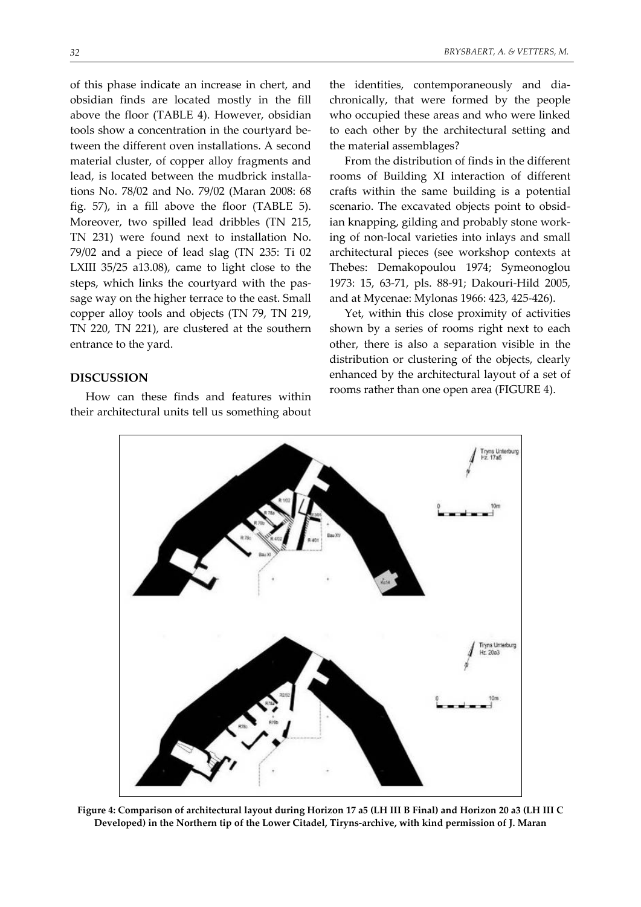of this phase indicate an increase in chert, and obsidian finds are located mostly in the fill above the floor (TABLE 4). However, obsidian tools show a concentration in the courtyard between the different oven installations. A second material cluster, of copper alloy fragments and lead, is located between the mudbrick installations No. 78/02 and No. 79/02 (Maran 2008: 68 fig. 57), in a fill above the floor (TABLE 5). Moreover, two spilled lead dribbles (TN 215, TN 231) were found next to installation No. 79/02 and a piece of lead slag (TN 235: Ti 02 LXIII 35/25 a13.08), came to light close to the steps, which links the courtyard with the passage way on the higher terrace to the east. Small copper alloy tools and objects (TN 79, TN 219, TN 220, TN 221), are clustered at the southern entrance to the yard.

## DISCUSSION

How can these finds and features within their architectural units tell us something about the identities, contemporaneously and diachronically, that were formed by the people who occupied these areas and who were linked to each other by the architectural setting and the material assemblages?

From the distribution of finds in the different rooms of Building XI interaction of different crafts within the same building is a potential scenario. The excavated objects point to obsidian knapping, gilding and probably stone working of non-local varieties into inlays and small architectural pieces (see workshop contexts at Thebes: Demakopoulou 1974; Symeonoglou 1973: 15, 63-71, pls. 88-91; Dakouri-Hild 2005, and at Mycenae: Mylonas 1966: 423, 425-426).

Yet, within this close proximity of activities shown by a series of rooms right next to each other, there is also a separation visible in the distribution or clustering of the objects, clearly enhanced by the architectural layout of a set of rooms rather than one open area (FIGURE 4).

**Figure 4: Comparison of architectural layout during Horizon 17 a5 (LH III B Final) and Horizon 20 a3 (LH III C Developed) in the Northern tip of the Lower Citadel, Tiryns-archive, with kind permission of J. Maran**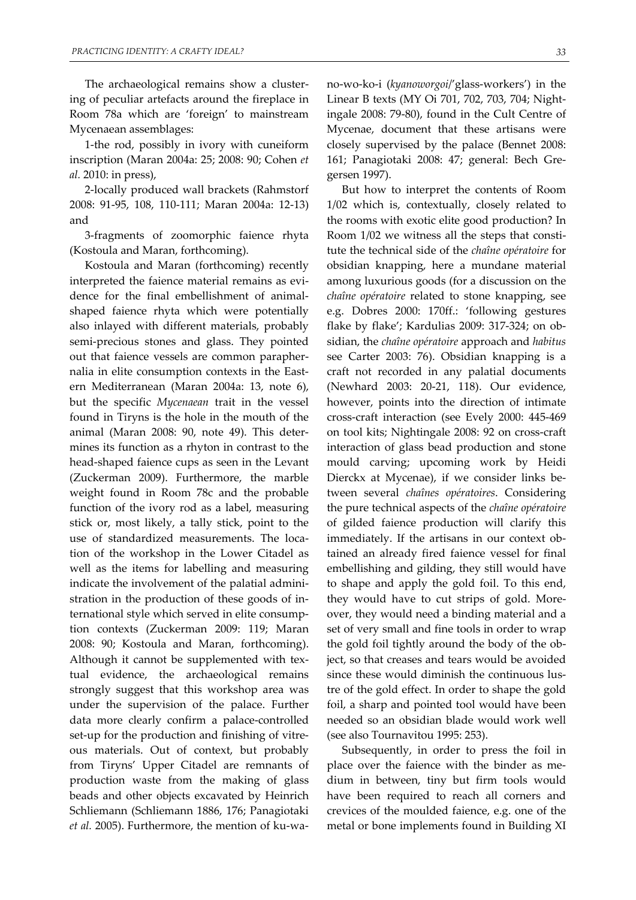The archaeological remains show a clustering of peculiar artefacts around the fireplace in Room 78a which are 'foreign' to mainstream Mycenaean assemblages:

1-the rod, possibly in ivory with cuneiform inscription (Maran 2004a: 25; 2008: 90; Cohen *et al.* 2010: in press),

2-locally produced wall brackets (Rahmstorf 2008: 91-95, 108, 110-111; Maran 2004a: 12-13) and

3-fragments of zoomorphic faience rhyta (Kostoula and Maran, forthcoming).

Kostoula and Maran (forthcoming) recently interpreted the faience material remains as evidence for the final embellishment of animal-shaped faience rhyta which were potentially also inlayed with different materials, probably semi-precious stones and glass. They pointed out that faience vessels are common paraphernalia in elite consumption contexts in the Eastern Mediterranean (Maran 2004a: 13, note 6), but the specific *Mycenaean* trait in the vessel found in Tiryns is the hole in the mouth of the animal (Maran 2008: 90, note 49). This determines its function as a rhyton in contrast to the head-shaped faience cups as seen in the Levant (Zuckerman 2009). Furthermore, the marble weight found in Room 78c and the probable function of the ivory rod as a label, measuring stick or, most likely, a tally stick, point to the use of standardized measurements. The location of the workshop in the Lower Citadel as well as the items for labelling and measuring indicate the involvement of the palatial administration in the production of these goods of international style which served in elite consumption contexts (Zuckerman 2009: 119; Maran 2008: 90; Kostoula and Maran, forthcoming). Although it cannot be supplemented with textual evidence, the archaeological remains strongly suggest that this workshop area was under the supervision of the palace. Further data more clearly confirm a palace-controlled set-up for the production and finishing of vitreous materials. Out of context, but probably from Tiryns' Upper Citadel are remnants of production waste from the making of glass beads and other objects excavated by Heinrich Schliemann (Schliemann 1886, 176; Panagiotaki *et al.* 2005). Furthermore, the mention of ku-wa-no-wo-ko-i (*kyanoworgoi*/'glass-workers') in the Linear B texts (MY Oi 701, 702, 703, 704; Nightingale 2008: 79-80), found in the Cult Centre of Mycenae, document that these artisans were closely supervised by the palace (Bennet 2008: 161; Panagiotaki 2008: 47; general: Bech Gregersen 1997).

But how to interpret the contents of Room 1/02 which is, contextually, closely related to the rooms with exotic elite good production? In Room 1/02 we witness all the steps that constitute the technical side of the *chaîne opératoire* for obsidian knapping, here a mundane material among luxurious goods (for a discussion on the *chaîne opératoire* related to stone knapping, see e.g. Dobres 2000: 170ff.: 'following gestures flake by flake'; Kardulias 2009: 317-324; on obsidian, the *chaîne opératoire* approach and *habitus* see Carter 2003: 76). Obsidian knapping is a craft not recorded in any palatial documents (Newhard 2003: 20-21, 118). Our evidence, however, points into the direction of intimate cross-craft interaction (see Evely 2000: 445-469 on tool kits; Nightingale 2008: 92 on cross-craft interaction of glass bead production and stone mould carving; upcoming work by Heidi Dierckx at Mycenae), if we consider links between several *chaînes opératoires*. Considering the pure technical aspects of the *chaîne opératoire* of gilded faience production will clarify this immediately. If the artisans in our context obtained an already fired faience vessel for final embellishing and gilding, they still would have to shape and apply the gold foil. To this end, they would have to cut strips of gold. Moreover, they would need a binding material and a set of very small and fine tools in order to wrap the gold foil tightly around the body of the object, so that creases and tears would be avoided since these would diminish the continuous lustre of the gold effect. In order to shape the gold foil, a sharp and pointed tool would have been needed so an obsidian blade would work well (see also Tournavitou 1995: 253).

Subsequently, in order to press the foil in place over the faience with the binder as medium in between, tiny but firm tools would have been required to reach all corners and crevices of the moulded faience, e.g. one of the metal or bone implements found in Building XI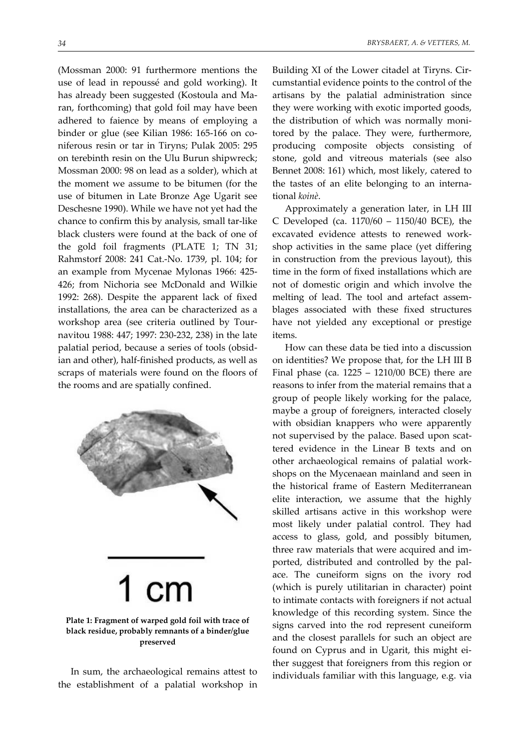(Mossman 2000: 91 furthermore mentions the use of lead in repoussé and gold working). It has already been suggested (Kostoula and Maran, forthcoming) that gold foil may have been adhered to faience by means of employing a binder or glue (see Kilian 1986: 165-166 on coniferous resin or tar in Tiryns; Pulak 2005: 295 on terebinth resin on the Ulu Burun shipwreck; Mossman 2000: 98 on lead as a solder), which at the moment we assume to be bitumen (for the use of bitumen in Late Bronze Age Ugarit see Deschesne 1990). While we have not yet had the chance to confirm this by analysis, small tar-like black clusters were found at the back of one of the gold foil fragments (PLATE 1; TN 31; Rahmstorf 2008: 241 Cat.-No. 1739, pl. 104; for an example from Mycenae Mylonas 1966: 425-426; from Nichoria see McDonald and Wilkie 1992: 268). Despite the apparent lack of fixed installations, the area can be characterized as a workshop area (see criteria outlined by Tournavitou 1988: 447; 1997: 230-232, 238) in the late palatial period, because a series of tools (obsidian and other), half-finished products, as well as scraps of materials were found on the floors of the rooms and are spatially confined.

**Plate 1: Fragment of warped gold foil with trace of black residue, probably remnants of a binder/glue preserved**

In sum, the archaeological remains attest to the establishment of a palatial workshop in Building XI of the Lower citadel at Tiryns. Circumstantial evidence points to the control of the artisans by the palatial administration since they were working with exotic imported goods, the distribution of which was normally monitored by the palace. They were, furthermore, producing composite objects consisting of stone, gold and vitreous materials (see also Bennet 2008: 161) which, most likely, catered to the tastes of an elite belonging to an international *koinè*.

Approximately a generation later, in LH III C Developed (ca. 1170/60 – 1150/40 BCE), the excavated evidence attests to renewed workshop activities in the same place (yet differing in construction from the previous layout), this time in the form of fixed installations which are not of domestic origin and which involve the melting of lead. The tool and artefact assemblages associated with these fixed structures have not yielded any exceptional or prestige items.

How can these data be tied into a discussion on identities? We propose that, for the LH III B Final phase (ca. 1225 – 1210/00 BCE) there are reasons to infer from the material remains that a group of people likely working for the palace, maybe a group of foreigners, interacted closely with obsidian knappers who were apparently not supervised by the palace. Based upon scattered evidence in the Linear B texts and on other archaeological remains of palatial workshops on the Mycenaean mainland and seen in the historical frame of Eastern Mediterranean elite interaction, we assume that the highly skilled artisans active in this workshop were most likely under palatial control. They had access to glass, gold, and possibly bitumen, three raw materials that were acquired and imported, distributed and controlled by the palace. The cuneiform signs on the ivory rod (which is purely utilitarian in character) point to intimate contacts with foreigners if not actual knowledge of this recording system. Since the signs carved into the rod represent cuneiform and the closest parallels for such an object are found on Cyprus and in Ugarit, this might either suggest that foreigners from this region or individuals familiar with this language, e.g. via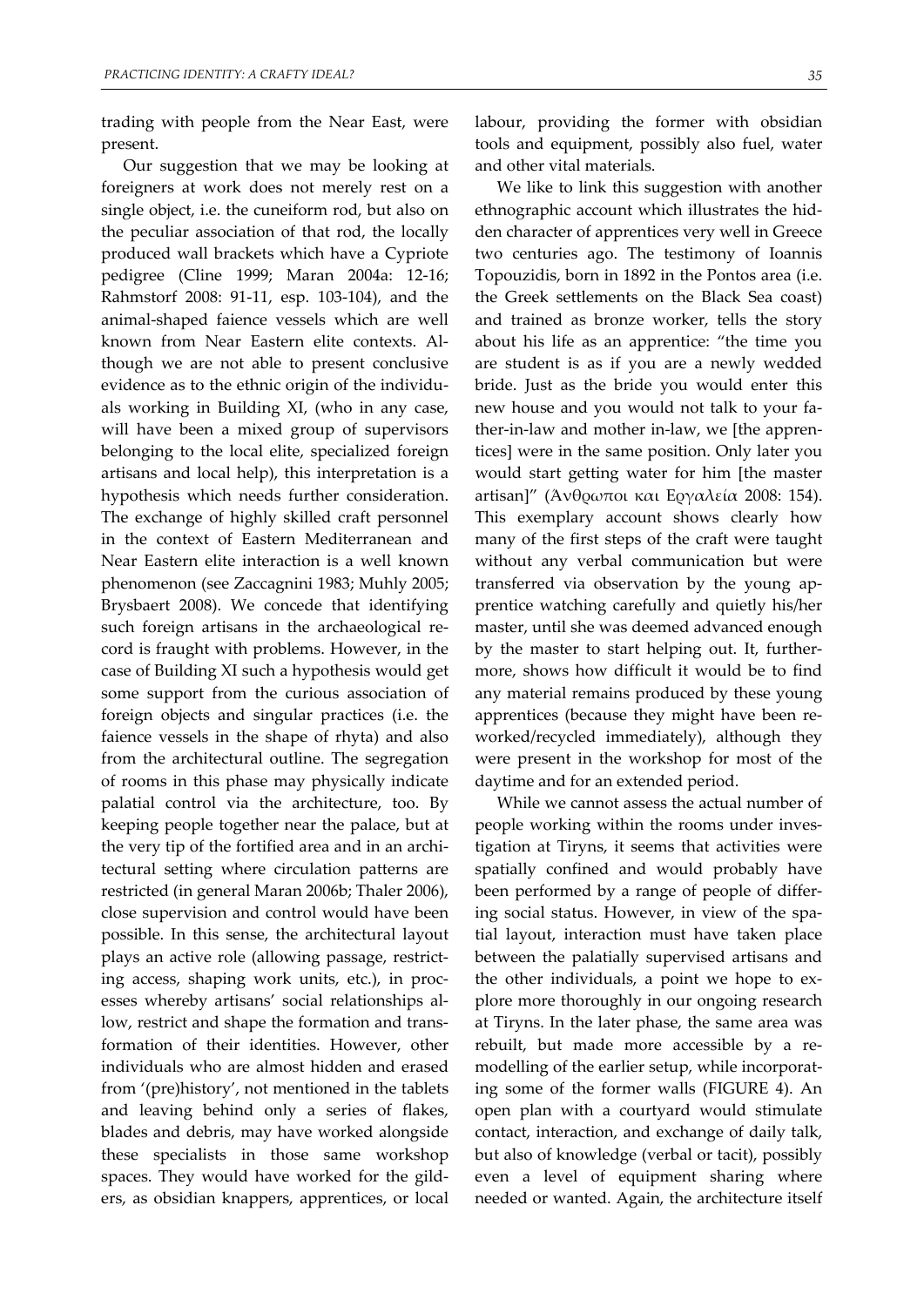trading with people from the Near East, were present.

Our suggestion that we may be looking at foreigners at work does not merely rest on a single object, i.e. the cuneiform rod, but also on the peculiar association of that rod, the locally produced wall brackets which have a Cypriote pedigree (Cline 1999; Maran 2004a: 12-16; Rahmstorf 2008: 91-11, esp. 103-104), and the animal-shaped faience vessels which are well known from Near Eastern elite contexts. Although we are not able to present conclusive evidence as to the ethnic origin of the individuals working in Building XI, (who in any case, will have been a mixed group of supervisors belonging to the local elite, specialized foreign artisans and local help), this interpretation is a hypothesis which needs further consideration. The exchange of highly skilled craft personnel in the context of Eastern Mediterranean and Near Eastern elite interaction is a well known phenomenon (see Zaccagnini 1983; Muhly 2005; Brysbaert 2008). We concede that identifying such foreign artisans in the archaeological record is fraught with problems. However, in the case of Building XI such a hypothesis would get some support from the curious association of foreign objects and singular practices (i.e. the faience vessels in the shape of rhyta) and also from the architectural outline. The segregation of rooms in this phase may physically indicate palatial control via the architecture, too. By keeping people together near the palace, but at the very tip of the fortified area and in an architectural setting where circulation patterns are restricted (in general Maran 2006b; Thaler 2006), close supervision and control would have been possible. In this sense, the architectural layout plays an active role (allowing passage, restricting access, shaping work units, etc.), in processes whereby artisans' social relationships allow, restrict and shape the formation and transformation of their identities. However, other individuals who are almost hidden and erased from '(pre)history', not mentioned in the tablets and leaving behind only a series of flakes, blades and debris, may have worked alongside these specialists in those same workshop spaces. They would have worked for the gilders, as obsidian knappers, apprentices, or local labour, providing the former with obsidian tools and equipment, possibly also fuel, water and other vital materials.

We like to link this suggestion with another ethnographic account which illustrates the hidden character of apprentices very well in Greece two centuries ago. The testimony of Ioannis Topouzidis, born in 1892 in the Pontos area (i.e. the Greek settlements on the Black Sea coast) and trained as bronze worker, tells the story about his life as an apprentice: "the time you are student is as if you are a newly wedded bride. Just as the bride you would enter this new house and you would not talk to your father-in-law and mother in-law, we [the apprentices] were in the same position. Only later you would start getting water for him [the master artisan]" (Ανθρωποι και Εργαλεία 2008: 154). This exemplary account shows clearly how many of the first steps of the craft were taught without any verbal communication but were transferred via observation by the young apprentice watching carefully and quietly his/her master, until she was deemed advanced enough by the master to start helping out. It, furthermore, shows how difficult it would be to find any material remains produced by these young apprentices (because they might have been reworked/recycled immediately), although they were present in the workshop for most of the daytime and for an extended period.

While we cannot assess the actual number of people working within the rooms under investigation at Tiryns, it seems that activities were spatially confined and would probably have been performed by a range of people of differing social status. However, in view of the spatial layout, interaction must have taken place between the palatially supervised artisans and the other individuals, a point we hope to explore more thoroughly in our ongoing research at Tiryns. In the later phase, the same area was rebuilt, but made more accessible by a remodelling of the earlier setup, while incorporating some of the former walls (FIGURE 4). An open plan with a courtyard would stimulate contact, interaction, and exchange of daily talk, but also of knowledge (verbal or tacit), possibly even a level of equipment sharing where needed or wanted. Again, the architecture itself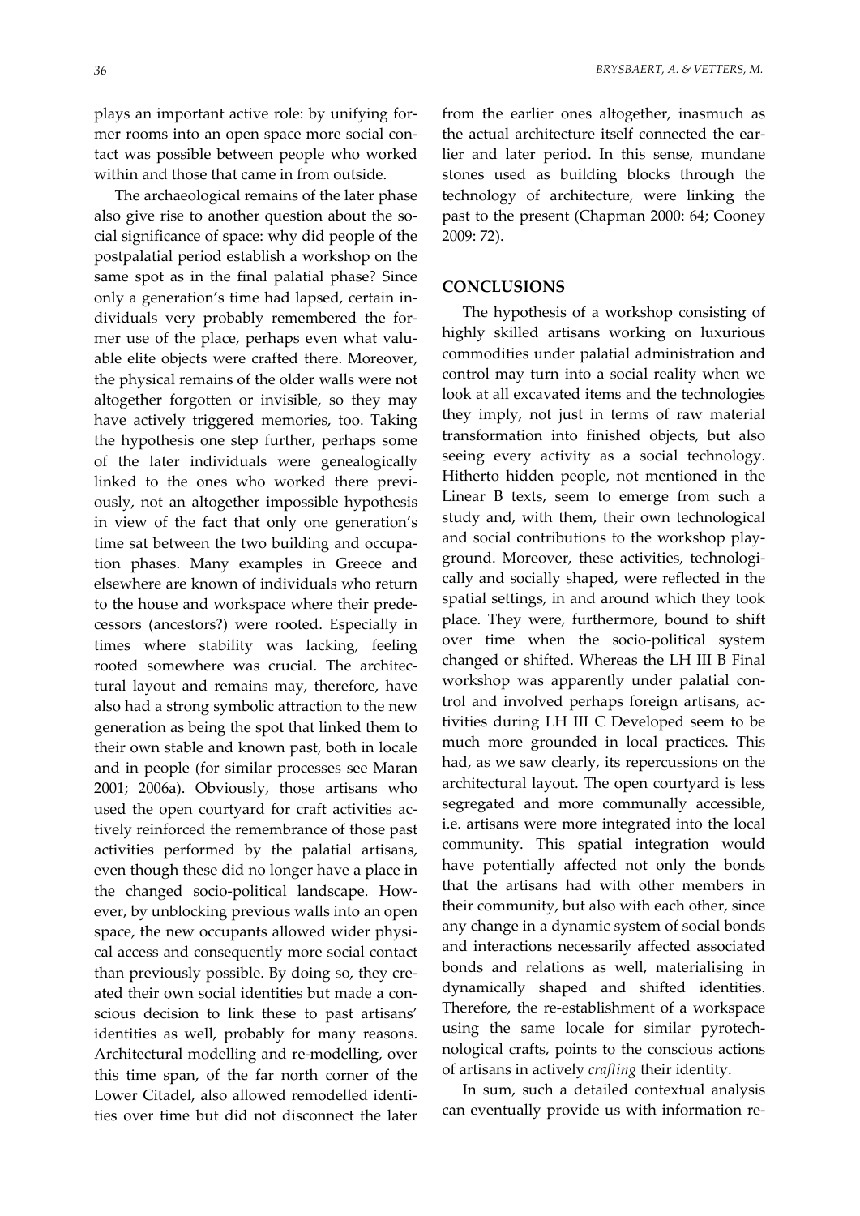plays an important active role: by unifying former rooms into an open space more social contact was possible between people who worked within and those that came in from outside.

The archaeological remains of the later phase also give rise to another question about the social significance of space: why did people of the postpalatial period establish a workshop on the same spot as in the final palatial phase? Since only a generation's time had lapsed, certain individuals very probably remembered the former use of the place, perhaps even what valuable elite objects were crafted there. Moreover, the physical remains of the older walls were not altogether forgotten or invisible, so they may have actively triggered memories, too. Taking the hypothesis one step further, perhaps some of the later individuals were genealogically linked to the ones who worked there previously, not an altogether impossible hypothesis in view of the fact that only one generation's time sat between the two building and occupation phases. Many examples in Greece and elsewhere are known of individuals who return to the house and workspace where their predecessors (ancestors?) were rooted. Especially in times where stability was lacking, feeling rooted somewhere was crucial. The architectural layout and remains may, therefore, have also had a strong symbolic attraction to the new generation as being the spot that linked them to their own stable and known past, both in locale and in people (for similar processes see Maran 2001; 2006a). Obviously, those artisans who used the open courtyard for craft activities actively reinforced the remembrance of those past activities performed by the palatial artisans, even though these did no longer have a place in the changed socio-political landscape. However, by unblocking previous walls into an open space, the new occupants allowed wider physical access and consequently more social contact than previously possible. By doing so, they created their own social identities but made a conscious decision to link these to past artisans' identities as well, probably for many reasons. Architectural modelling and re-modelling, over this time span, of the far north corner of the Lower Citadel, also allowed remodelled identities over time but did not disconnect the later from the earlier ones altogether, inasmuch as the actual architecture itself connected the earlier and later period. In this sense, mundane stones used as building blocks through the technology of architecture, were linking the past to the present (Chapman 2000: 64; Cooney 2009: 72).

## CONCLUSIONS

The hypothesis of a workshop consisting of highly skilled artisans working on luxurious commodities under palatial administration and control may turn into a social reality when we look at all excavated items and the technologies they imply, not just in terms of raw material transformation into finished objects, but also seeing every activity as a social technology. Hitherto hidden people, not mentioned in the Linear B texts, seem to emerge from such a study and, with them, their own technological and social contributions to the workshop playground. Moreover, these activities, technologically and socially shaped, were reflected in the spatial settings, in and around which they took place. They were, furthermore, bound to shift over time when the socio-political system changed or shifted. Whereas the LH III B Final workshop was apparently under palatial control and involved perhaps foreign artisans, activities during LH III C Developed seem to be much more grounded in local practices. This had, as we saw clearly, its repercussions on the architectural layout. The open courtyard is less segregated and more communally accessible, i.e. artisans were more integrated into the local community. This spatial integration would have potentially affected not only the bonds that the artisans had with other members in their community, but also with each other, since any change in a dynamic system of social bonds and interactions necessarily affected associated bonds and relations as well, materialising in dynamically shaped and shifted identities. Therefore, the re-establishment of a workspace using the same locale for similar pyrotechnological crafts, points to the conscious actions of artisans in actively *crafting* their identity.

In sum, such a detailed contextual analysis can eventually provide us with information re-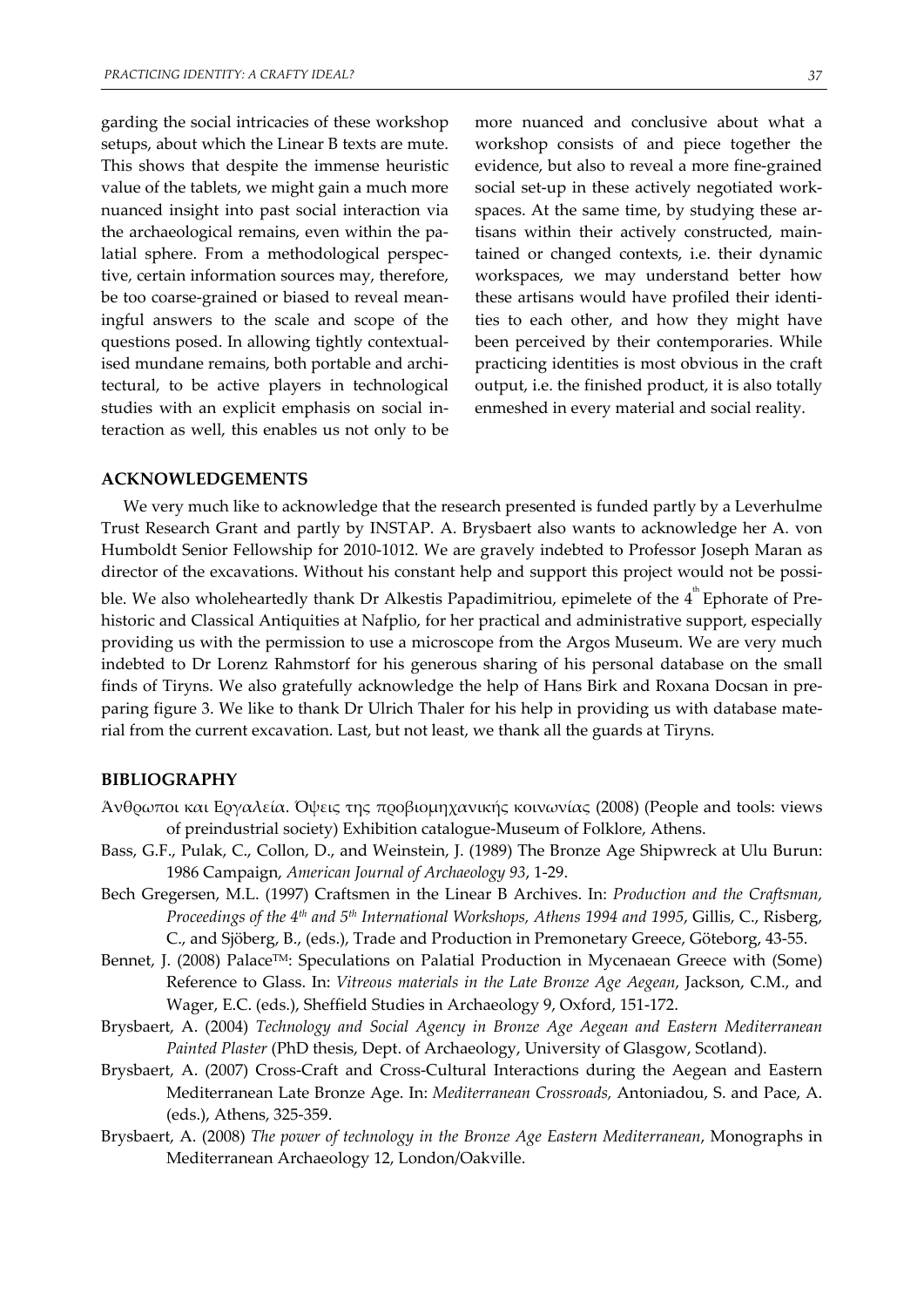garding the social intricacies of these workshop setups, about which the Linear B texts are mute. This shows that despite the immense heuristic value of the tablets, we might gain a much more nuanced insight into past social interaction via the archaeological remains, even within the palatial sphere. From a methodological perspective, certain information sources may, therefore, be too coarse-grained or biased to reveal meaningful answers to the scale and scope of the questions posed. In allowing tightly contextualised mundane remains, both portable and architectural, to be active players in technological studies with an explicit emphasis on social interaction as well, this enables us not only to be more nuanced and conclusive about what a workshop consists of and piece together the evidence, but also to reveal a more fine-grained social set-up in these actively negotiated workspaces. At the same time, by studying these artisans within their actively constructed, maintained or changed contexts, i.e. their dynamic workspaces, we may understand better how these artisans would have profiled their identities to each other, and how they might have been perceived by their contemporaries. While practicing identities is most obvious in the craft output, i.e. the finished product, it is also totally enmeshed in every material and social reality.

## ACKNOWLEDGEMENTS

We very much like to acknowledge that the research presented is funded partly by a Leverhulme Trust Research Grant and partly by INSTAP. A. Brysbaert also wants to acknowledge her A. von Humboldt Senior Fellowship for 2010-1012. We are gravely indebted to Professor Joseph Maran as director of the excavations. Without his constant help and support this project would not be possible. We also wholeheartedly thank Dr Alkestis Papadimitriou, epimelete of the 4th Ephorate of Prehistoric and Classical Antiquities at Nafplio, for her practical and administrative support, especially providing us with the permission to use a microscope from the Argos Museum. We are very much indebted to Dr Lorenz Rahmstorf for his generous sharing of his personal database on the small finds of Tiryns. We also gratefully acknowledge the help of Hans Birk and Roxana Docsan in preparing figure 3. We like to thank Dr Ulrich Thaler for his help in providing us with database material from the current excavation. Last, but not least, we thank all the guards at Tiryns.

## BIBLIOGRAPHY

Άνθρωποι και Εργαλεία. Όψεις της προβιομηχανικής κοινωνίας (2008) (People and tools: views of preindustrial society) Exhibition catalogue-Museum of Folklore, Athens.

Bass, G.F., Pulak, C., Collon, D., and Weinstein, J. (1989) The Bronze Age Shipwreck at Ulu Burun: 1986 Campaign, *American Journal of Archaeology 93*, 1-29.

Bech Gregersen, M.L. (1997) Craftsmen in the Linear B Archives. In: *Production and the Craftsman, Proceedings of the 4th and 5th International Workshops, Athens 1994 and 1995*, Gillis, C., Risberg, C., and Sjöberg, B., (eds.), Trade and Production in Premonetary Greece, Göteborg, 43-55.

Bennet, J. (2008) Palace™: Speculations on Palatial Production in Mycenaean Greece with (Some) Reference to Glass. In: *Vitreous materials in the Late Bronze Age Aegean*, Jackson, C.M., and Wager, E.C. (eds.), Sheffield Studies in Archaeology 9, Oxford, 151-172.

Brysbaert, A. (2004) *Technology and Social Agency in Bronze Age Aegean and Eastern Mediterranean Painted Plaster* (PhD thesis, Dept. of Archaeology, University of Glasgow, Scotland).

Brysbaert, A. (2007) Cross-Craft and Cross-Cultural Interactions during the Aegean and Eastern Mediterranean Late Bronze Age. In: *Mediterranean Crossroads,* Antoniadou, S. and Pace, A. (eds.), Athens, 325-359.

Brysbaert, A. (2008) *The power of technology in the Bronze Age Eastern Mediterranean*, Monographs in Mediterranean Archaeology 12, London/Oakville.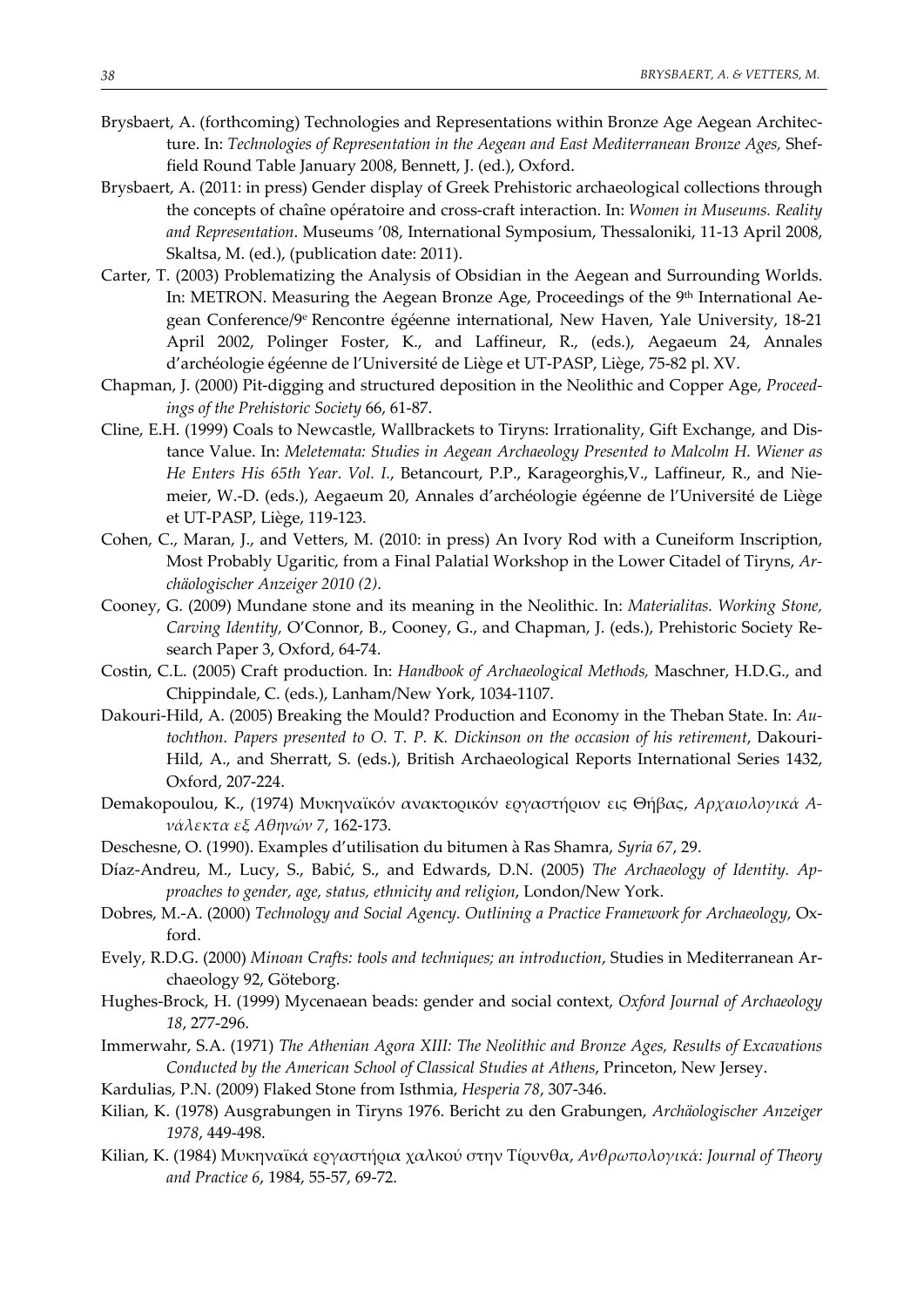Brysbaert, A. (forthcoming) Technologies and Representations within Bronze Age Aegean Architecture. In: *Technologies of Representation in the Aegean and East Mediterranean Bronze Ages,* Sheffield Round Table January 2008, Bennett, J. (ed.), Oxford.

Brysbaert, A. (2011: in press) Gender display of Greek Prehistoric archaeological collections through the concepts of chaîne opératoire and cross-craft interaction. In: *Women in Museums. Reality and Representation*. Museums '08, International Symposium, Thessaloniki, 11-13 April 2008, Skaltsa, M. (ed.), (publication date: 2011).

Carter, T. (2003) Problematizing the Analysis of Obsidian in the Aegean and Surrounding Worlds. In: METRON. Measuring the Aegean Bronze Age, Proceedings of the 9th International Aegean Conference/9e Rencontre égéenne international, New Haven, Yale University, 18-21 April 2002, Polinger Foster, K., and Laffineur, R., (eds.), Aegaeum 24, Annales d'archéologie égéenne de l'Université de Liège et UT-PASP, Liège, 75-82 pl. XV.

Chapman, J. (2000) Pit-digging and structured deposition in the Neolithic and Copper Age, *Proceedings of the Prehistoric Society* 66, 61-87.

Cline, E.H. (1999) Coals to Newcastle, Wallbrackets to Tiryns: Irrationality, Gift Exchange, and Distance Value. In: *Meletemata: Studies in Aegean Archaeology Presented to Malcolm H. Wiener as He Enters His 65th Year. Vol. I.*, Betancourt, P.P., Karageorghis,V., Laffineur, R., and Niemeier, W.-D. (eds.), Aegaeum 20, Annales d'archéologie égéenne de l'Université de Liège et UT-PASP, Liège, 119-123.

Cohen, C., Maran, J., and Vetters, M. (2010: in press) An Ivory Rod with a Cuneiform Inscription, Most Probably Ugaritic, from a Final Palatial Workshop in the Lower Citadel of Tiryns, *Archäologischer Anzeiger 2010 (2)*.

Cooney, G. (2009) Mundane stone and its meaning in the Neolithic. In: *Materialitas. Working Stone, Carving Identity,* O'Connor, B., Cooney, G., and Chapman, J. (eds.), Prehistoric Society Research Paper 3, Oxford, 64-74.

Costin, C.L. (2005) Craft production. In: *Handbook of Archaeological Methods,* Maschner, H.D.G., and Chippindale, C. (eds.), Lanham/New York, 1034-1107.

Dakouri-Hild, A. (2005) Breaking the Mould? Production and Economy in the Theban State. In: *Autochthon. Papers presented to O. T. P. K. Dickinson on the occasion of his retirement*, Dakouri-Hild, A., and Sherratt, S. (eds.), British Archaeological Reports International Series 1432, Oxford, 207-224.

Demakopoulou, K., (1974) Μυκηναϊκόν ανακτορικόν εργαστήριον εις Θήβας, *Αρχαιολογικά Ανάλεκτα εξ Αθηνών 7*, 162-173.

Deschesne, O. (1990). Examples d'utilisation du bitumen à Ras Shamra, *Syria 67*, 29.

Díaz-Andreu, M., Lucy, S., Babić, S., and Edwards, D.N. (2005) *The Archaeology of Identity. Approaches to gender, age, status, ethnicity and religion*, London/New York.

Dobres, M.-A. (2000) *Technology and Social Agency. Outlining a Practice Framework for Archaeology,* Oxford.

Evely, R.D.G. (2000) *Minoan Crafts: tools and techniques; an introduction*, Studies in Mediterranean Archaeology 92, Göteborg.

Hughes-Brock, H. (1999) Mycenaean beads: gender and social context, *Oxford Journal of Archaeology 18*, 277-296.

Immerwahr, S.A. (1971) *The Athenian Agora XIII: The Neolithic and Bronze Ages, Results of Excavations Conducted by the American School of Classical Studies at Athens*, Princeton, New Jersey.

Kardulias, P.N. (2009) Flaked Stone from Isthmia, *Hesperia 78*, 307-346.

Kilian, K. (1978) Ausgrabungen in Tiryns 1976. Bericht zu den Grabungen, *Archäologischer Anzeiger 1978*, 449-498.

Kilian, K. (1984) Μυκηναϊκά εργαστήρια χαλκού στην Τίρυνθα, *Ανθρωπολογικά: Journal of Theory and Practice 6*, 1984, 55-57, 69-72.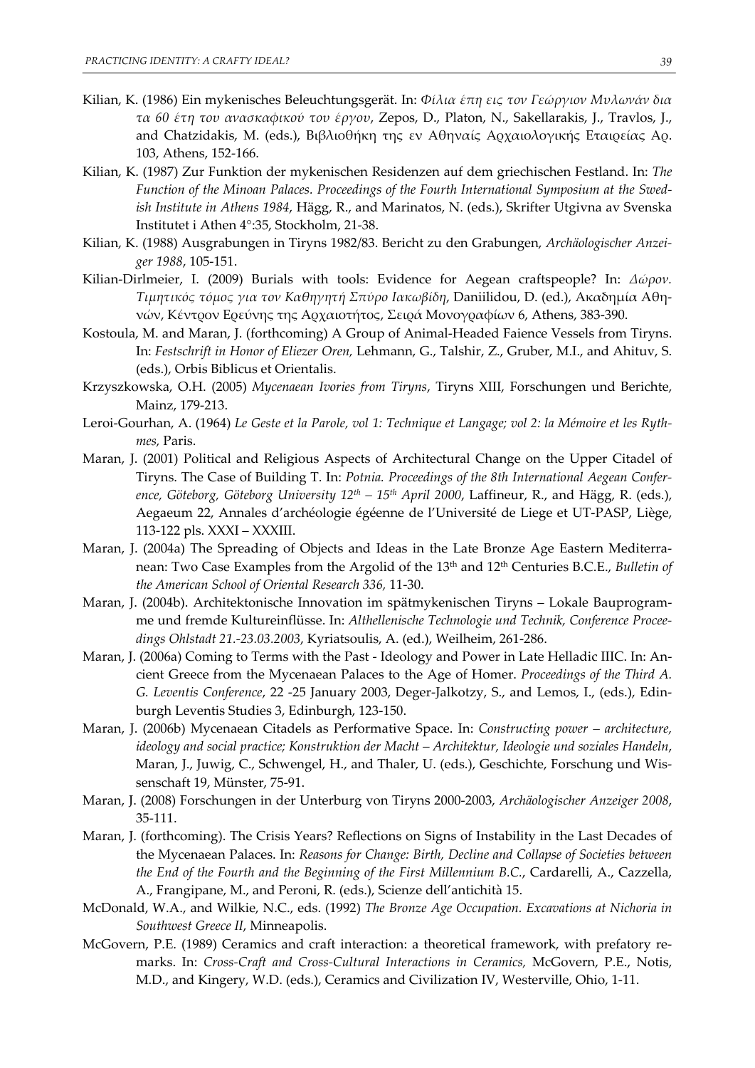Kilian, K. (1986) Ein mykenisches Beleuchtungsgerät. In: *Φίλια έπη εις τον Γεώργιον Μυλωνάν δια τα 60 έτη του ανασκαφικού του έργου*, Zepos, D., Platon, N., Sakellarakis, J., Travlos, J., and Chatzidakis, M. (eds.), Βιβλιοθήκη της εν Αθηναίς Αρχαιολογικής Εταιρείας Αρ. 103, Athens, 152-166.

Kilian, K. (1987) Zur Funktion der mykenischen Residenzen auf dem griechischen Festland. In: *The Function of the Minoan Palaces. Proceedings of the Fourth International Symposium at the Swedish Institute in Athens 1984*, Hägg, R., and Marinatos, N. (eds.), Skrifter Utgivna av Svenska Institutet i Athen 4°:35, Stockholm, 21-38.

Kilian, K. (1988) Ausgrabungen in Tiryns 1982/83. Bericht zu den Grabungen, *Archäologischer Anzeiger 1988*, 105-151.

Kilian-Dirlmeier, I. (2009) Burials with tools: Evidence for Aegean craftspeople? In: *Δώρον. Τιμητικός τόμος για τον Καθηγητή Σπύρο Ιακωβίδη*, Daniilidou, D. (ed.), Ακαδημία Αθηνών, Κέντρον Ερεύνης της Αρχαιοτήτος, Σειρά Μονογραφίων 6, Athens, 383-390.

Kostoula, M. and Maran, J. (forthcoming) A Group of Animal-Headed Faience Vessels from Tiryns. In: *Festschrift in Honor of Eliezer Oren,* Lehmann, G., Talshir, Z., Gruber, M.I., and Ahituv, S. (eds.), Orbis Biblicus et Orientalis.

Krzyszkowska, O.H. (2005) *Mycenaean Ivories from Tiryns*, Tiryns XIII, Forschungen und Berichte, Mainz, 179-213.

Leroi-Gourhan, A. (1964) *Le Geste et la Parole, vol 1: Technique et Langage; vol 2: la Mémoire et les Rythmes,* Paris.

Maran, J. (2001) Political and Religious Aspects of Architectural Change on the Upper Citadel of Tiryns. The Case of Building T. In: *Potnia. Proceedings of the 8th International Aegean Conference, Göteborg, Göteborg University 12th – 15th April 2000*, Laffineur, R., and Hägg, R. (eds.), Aegaeum 22, Annales d'archéologie égéenne de l'Université de Liege et UT-PASP, Liège, 113-122 pls. XXXI – XXXIII.

Maran, J. (2004a) The Spreading of Objects and Ideas in the Late Bronze Age Eastern Mediterranean: Two Case Examples from the Argolid of the 13th and 12th Centuries B.C.E., *Bulletin of the American School of Oriental Research 336,* 11-30.

Maran, J. (2004b). Architektonische Innovation im spätmykenischen Tiryns – Lokale Bauprogramme und fremde Kultureinflüsse. In: *Althellenische Technologie und Technik, Conference Proceedings Ohlstadt 21.-23.03.2003*, Kyriatsoulis, A. (ed.), Weilheim, 261-286.

Maran, J. (2006a) Coming to Terms with the Past - Ideology and Power in Late Helladic IIIC. In: Ancient Greece from the Mycenaean Palaces to the Age of Homer. *Proceedings of the Third A. G. Leventis Conference*, 22 -25 January 2003, Deger-Jalkotzy, S., and Lemos, I., (eds.), Edinburgh Leventis Studies 3, Edinburgh, 123-150.

Maran, J. (2006b) Mycenaean Citadels as Performative Space. In: *Constructing power – architecture, ideology and social practice; Konstruktion der Macht – Architektur, Ideologie und soziales Handeln*, Maran, J., Juwig, C., Schwengel, H., and Thaler, U. (eds.), Geschichte, Forschung und Wissenschaft 19, Münster, 75-91.

Maran, J. (2008) Forschungen in der Unterburg von Tiryns 2000-2003, *Archäologischer Anzeiger 2008*, 35-111.

Maran, J. (forthcoming). The Crisis Years? Reflections on Signs of Instability in the Last Decades of the Mycenaean Palaces. In: *Reasons for Change: Birth, Decline and Collapse of Societies between the End of the Fourth and the Beginning of the First Millennium B.C.*, Cardarelli, A., Cazzella, A., Frangipane, M., and Peroni, R. (eds.), Scienze dell'antichità 15.

McDonald, W.A., and Wilkie, N.C., eds. (1992) *The Bronze Age Occupation. Excavations at Nichoria in Southwest Greece II*, Minneapolis.

McGovern, P.E. (1989) Ceramics and craft interaction: a theoretical framework, with prefatory remarks. In: *Cross-Craft and Cross-Cultural Interactions in Ceramics,* McGovern, P.E., Notis, M.D., and Kingery, W.D. (eds.), Ceramics and Civilization IV, Westerville, Ohio, 1-11.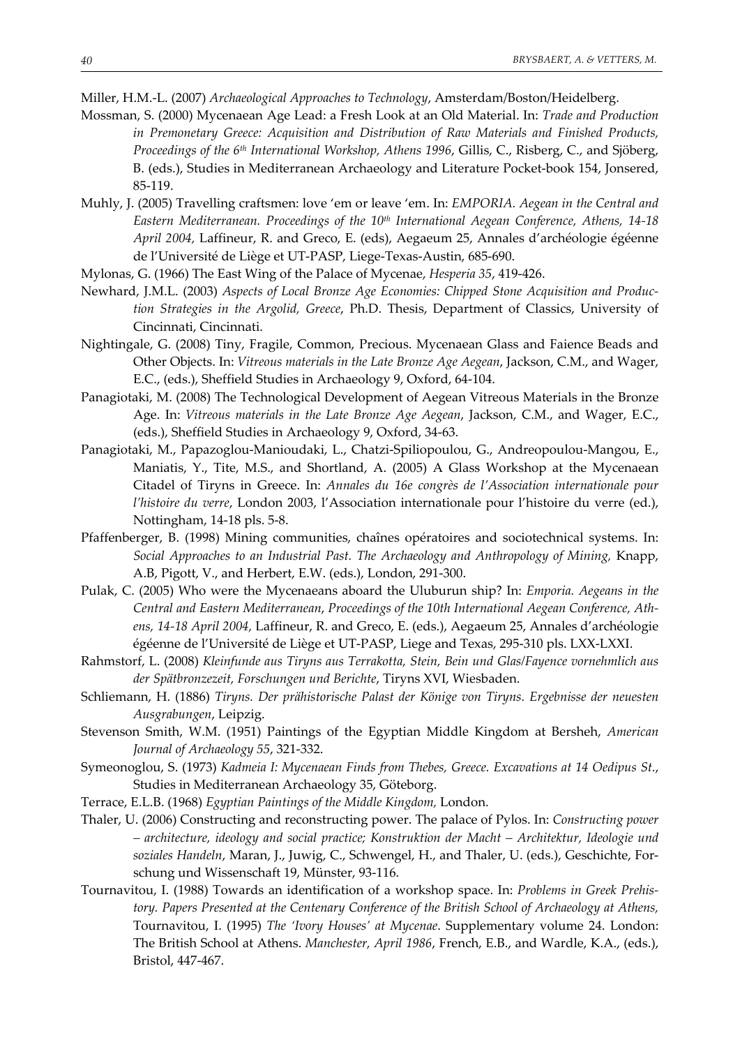Miller, H.M.-L. (2007) *Archaeological Approaches to Technology*, Amsterdam/Boston/Heidelberg.

Mossman, S. (2000) Mycenaean Age Lead: a Fresh Look at an Old Material. In: *Trade and Production in Premonetary Greece: Acquisition and Distribution of Raw Materials and Finished Products, Proceedings of the 6th International Workshop, Athens 1996*, Gillis, C., Risberg, C., and Sjöberg, B. (eds.), Studies in Mediterranean Archaeology and Literature Pocket-book 154, Jonsered, 85-119.

Muhly, J. (2005) Travelling craftsmen: love 'em or leave 'em. In: *EMPORIA. Aegean in the Central and Eastern Mediterranean. Proceedings of the 10th International Aegean Conference, Athens, 14-18 April 2004*, Laffineur, R. and Greco, E. (eds), Aegaeum 25, Annales d'archéologie égéenne de l'Université de Liège et UT-PASP, Liege-Texas-Austin, 685-690.

Mylonas, G. (1966) The East Wing of the Palace of Mycenae, *Hesperia 35*, 419-426.

Newhard, J.M.L. (2003) *Aspects of Local Bronze Age Economies: Chipped Stone Acquisition and Production Strategies in the Argolid, Greece*, Ph.D. Thesis, Department of Classics, University of Cincinnati, Cincinnati.

Nightingale, G. (2008) Tiny, Fragile, Common, Precious. Mycenaean Glass and Faience Beads and Other Objects. In: *Vitreous materials in the Late Bronze Age Aegean*, Jackson, C.M., and Wager, E.C., (eds.), Sheffield Studies in Archaeology 9, Oxford, 64-104.

Panagiotaki, M. (2008) The Technological Development of Aegean Vitreous Materials in the Bronze Age. In: *Vitreous materials in the Late Bronze Age Aegean*, Jackson, C.M., and Wager, E.C., (eds.), Sheffield Studies in Archaeology 9, Oxford, 34-63.

Panagiotaki, M., Papazoglou-Manioudaki, L., Chatzi-Spiliopoulou, G., Andreopoulou-Mangou, E., Maniatis, Y., Tite, M.S., and Shortland, A. (2005) A Glass Workshop at the Mycenaean Citadel of Tiryns in Greece. In: *Annales du 16e congrès de l'Association internationale pour l'histoire du verre*, London 2003, l'Association internationale pour l'histoire du verre (ed.), Nottingham, 14-18 pls. 5-8.

Pfaffenberger, B. (1998) Mining communities, chaînes opératoires and sociotechnical systems. In: *Social Approaches to an Industrial Past. The Archaeology and Anthropology of Mining*, Knapp, A.B, Pigott, V., and Herbert, E.W. (eds.), London, 291-300.

Pulak, C. (2005) Who were the Mycenaeans aboard the Uluburun ship? In: *Emporia. Aegeans in the Central and Eastern Mediterranean, Proceedings of the 10th International Aegean Conference, Athens, 14-18 April 2004*, Laffineur, R. and Greco, E. (eds.), Aegaeum 25, Annales d'archéologie égéenne de l'Université de Liège et UT-PASP, Liege and Texas, 295-310 pls. LXX-LXXI.

Rahmstorf, L. (2008) *Kleinfunde aus Tiryns aus Terrakotta, Stein, Bein und Glas/Fayence vornehmlich aus der Spätbronzezeit, Forschungen und Berichte*, Tiryns XVI, Wiesbaden.

Schliemann, H. (1886) *Tiryns. Der prähistorische Palast der Könige von Tiryns. Ergebnisse der neuesten Ausgrabungen*, Leipzig.

Stevenson Smith, W.M. (1951) Paintings of the Egyptian Middle Kingdom at Bersheh, *American Journal of Archaeology 55*, 321-332.

Symeonoglou, S. (1973) *Kadmeia I: Mycenaean Finds from Thebes, Greece. Excavations at 14 Oedipus St.*, Studies in Mediterranean Archaeology 35, Göteborg.

Terrace, E.L.B. (1968) *Egyptian Paintings of the Middle Kingdom*, London.

Thaler, U. (2006) Constructing and reconstructing power. The palace of Pylos. In: *Constructing power – architecture, ideology and social practice; Konstruktion der Macht – Architektur, Ideologie und soziales Handeln*, Maran, J., Juwig, C., Schwengel, H., and Thaler, U. (eds.), Geschichte, Forschung und Wissenschaft 19, Münster, 93-116.

Tournavitou, I. (1988) Towards an identification of a workshop space. In: *Problems in Greek Prehistory. Papers Presented at the Centenary Conference of the British School of Archaeology at Athens,* Tournavitou, I. (1995) *The 'Ivory Houses' at Mycenae*. Supplementary volume 24. London: The British School at Athens. *Manchester, April 1986*, French, E.B., and Wardle, K.A., (eds.), Bristol, 447-467.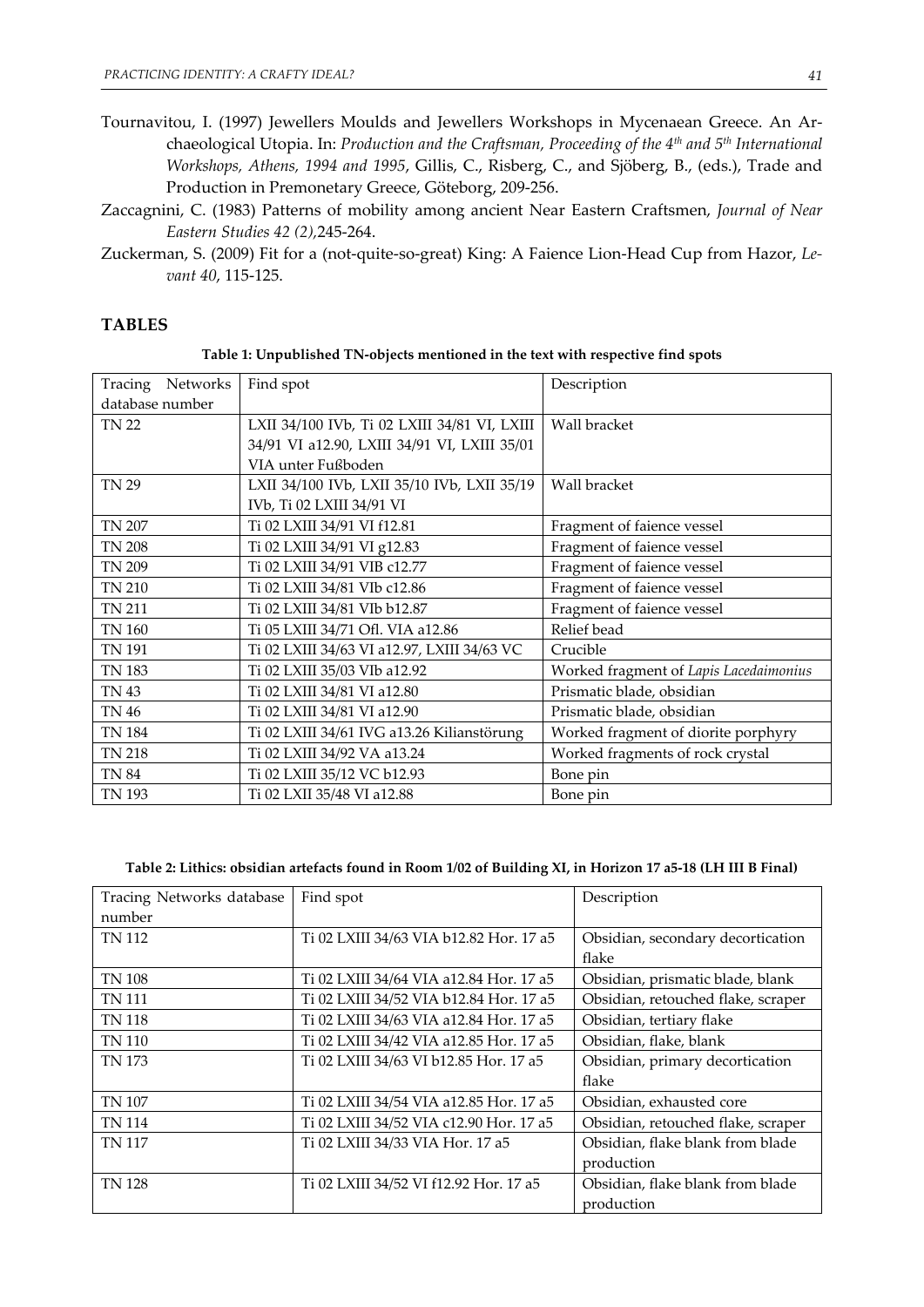Tournavitou, I. (1997) Jewellers Moulds and Jewellers Workshops in Mycenaean Greece. An Archaeological Utopia. In: *Production and the Craftsman, Proceeding of the 4th and 5th International Workshops, Athens, 1994 and 1995*, Gillis, C., Risberg, C., and Sjöberg, B., (eds.), Trade and Production in Premonetary Greece, Göteborg, 209-256.

Zaccagnini, C. (1983) Patterns of mobility among ancient Near Eastern Craftsmen, *Journal of Near Eastern Studies 42 (2)*,245-264.

Zuckerman, S. (2009) Fit for a (not-quite-so-great) King: A Faience Lion-Head Cup from Hazor, *Levant 40*, 115-125.

## TABLES

**Table 1: Unpublished TN-objects mentioned in the text with respective find spots**

| Tracing Networks database number | Find spot | Description |
|---|---|---|
| TN 22 | LXII 34/100 IVb, Ti 02 LXIII 34/81 VI, LXIII 34/91 VI a12.90, LXIII 34/91 VI, LXIII 35/01 VIA unter Fußboden | Wall bracket |
| TN 29 | LXII 34/100 IVb, LXII 35/10 IVb, LXII 35/19 IVb, Ti 02 LXIII 34/91 VI | Wall bracket |
| TN 207 | Ti 02 LXIII 34/91 VI f12.81 | Fragment of faience vessel |
| TN 208 | Ti 02 LXIII 34/91 VI g12.83 | Fragment of faience vessel |
| TN 209 | Ti 02 LXIII 34/91 VIB c12.77 | Fragment of faience vessel |
| TN 210 | Ti 02 LXIII 34/81 VIb c12.86 | Fragment of faience vessel |
| TN 211 | Ti 02 LXIII 34/81 VIb b12.87 | Fragment of faience vessel |
| TN 160 | Ti 05 LXIII 34/71 Ofl. VIA a12.86 | Relief bead |
| TN 191 | Ti 02 LXIII 34/63 VI a12.97, LXIII 34/63 VC | Crucible |
| TN 183 | Ti 02 LXIII 35/03 VIb a12.92 | Worked fragment of *Lapis Lacedaimonius* |
| TN 43 | Ti 02 LXIII 34/81 VI a12.80 | Prismatic blade, obsidian |
| TN 46 | Ti 02 LXIII 34/81 VI a12.90 | Prismatic blade, obsidian |
| TN 184 | Ti 02 LXIII 34/61 IVG a13.26 Kilianstörung | Worked fragment of diorite porphyry |
| TN 218 | Ti 02 LXIII 34/92 VA a13.24 | Worked fragments of rock crystal |
| TN 84 | Ti 02 LXIII 35/12 VC b12.93 | Bone pin |
| TN 193 | Ti 02 LXII 35/48 VI a12.88 | Bone pin |

**Table 2: Lithics: obsidian artefacts found in Room 1/02 of Building XI, in Horizon 17 a5-18 (LH III B Final)**

| Tracing Networks database number | Find spot | Description |
|---|---|---|
| TN 112 | Ti 02 LXIII 34/63 VIA b12.82 Hor. 17 a5 | Obsidian, secondary decortication flake |
| TN 108 | Ti 02 LXIII 34/64 VIA a12.84 Hor. 17 a5 | Obsidian, prismatic blade, blank |
| TN 111 | Ti 02 LXIII 34/52 VIA b12.84 Hor. 17 a5 | Obsidian, retouched flake, scraper |
| TN 118 | Ti 02 LXIII 34/63 VIA a12.84 Hor. 17 a5 | Obsidian, tertiary flake |
| TN 110 | Ti 02 LXIII 34/42 VIA a12.85 Hor. 17 a5 | Obsidian, flake, blank |
| TN 173 | Ti 02 LXIII 34/63 VI b12.85 Hor. 17 a5 | Obsidian, primary decortication flake |
| TN 107 | Ti 02 LXIII 34/54 VIA a12.85 Hor. 17 a5 | Obsidian, exhausted core |
| TN 114 | Ti 02 LXIII 34/52 VIA c12.90 Hor. 17 a5 | Obsidian, retouched flake, scraper |
| TN 117 | Ti 02 LXIII 34/33 VIA Hor. 17 a5 | Obsidian, flake blank from blade production |
| TN 128 | Ti 02 LXIII 34/52 VI f12.92 Hor. 17 a5 | Obsidian, flake blank from blade production |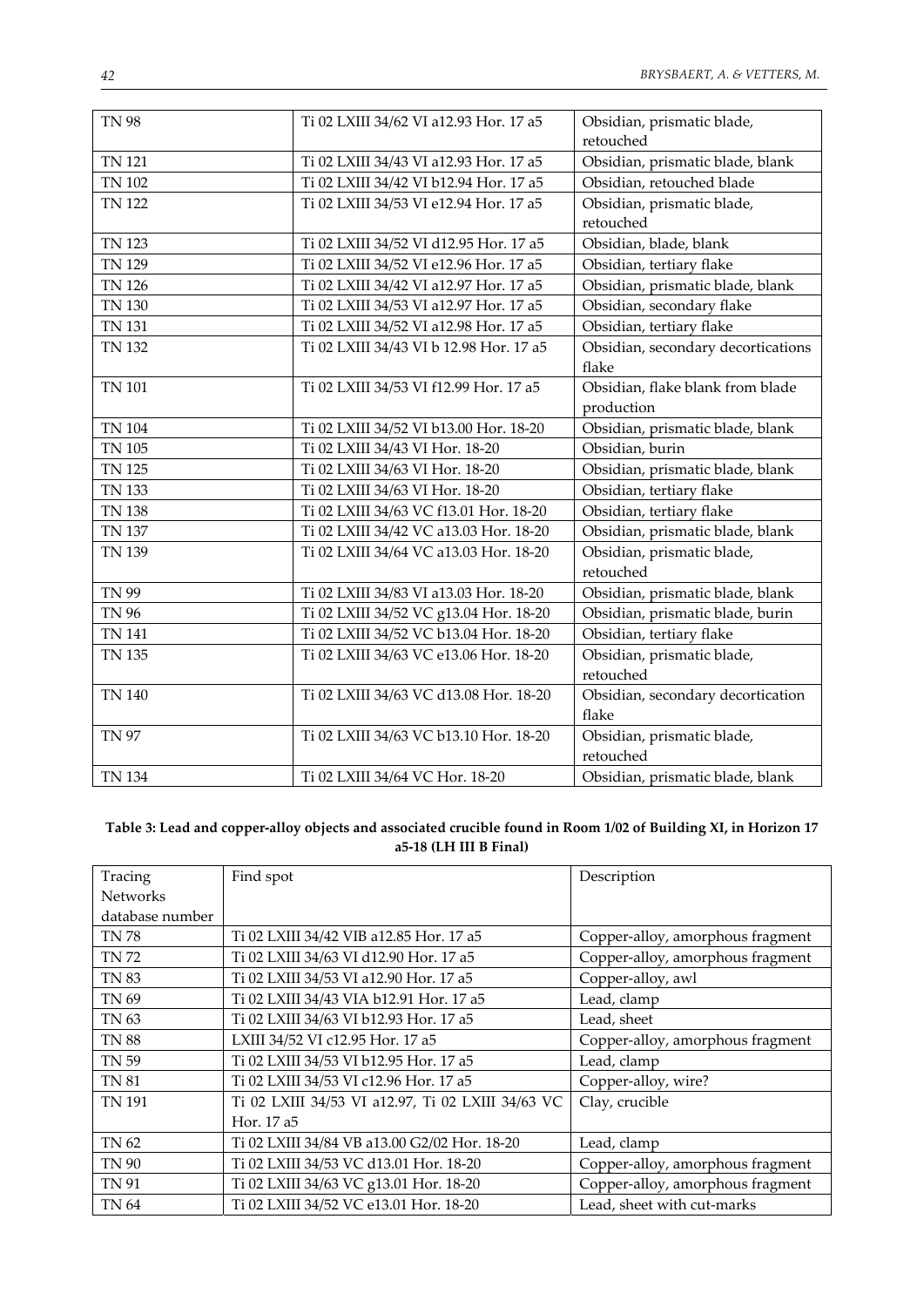| TN 98 | Ti 02 LXIII 34/62 VI a12.93 Hor. 17 a5 | Obsidian, prismatic blade, retouched |
|---|---|---|
| TN 121 | Ti 02 LXIII 34/43 VI a12.93 Hor. 17 a5 | Obsidian, prismatic blade, blank |
| TN 102 | Ti 02 LXIII 34/42 VI b12.94 Hor. 17 a5 | Obsidian, retouched blade |
| TN 122 | Ti 02 LXIII 34/53 VI e12.94 Hor. 17 a5 | Obsidian, prismatic blade, retouched |
| TN 123 | Ti 02 LXIII 34/52 VI d12.95 Hor. 17 a5 | Obsidian, blade, blank |
| TN 129 | Ti 02 LXIII 34/52 VI e12.96 Hor. 17 a5 | Obsidian, tertiary flake |
| TN 126 | Ti 02 LXIII 34/42 VI a12.97 Hor. 17 a5 | Obsidian, prismatic blade, blank |
| TN 130 | Ti 02 LXIII 34/53 VI a12.97 Hor. 17 a5 | Obsidian, secondary flake |
| TN 131 | Ti 02 LXIII 34/52 VI a12.98 Hor. 17 a5 | Obsidian, tertiary flake |
| TN 132 | Ti 02 LXIII 34/43 VI b 12.98 Hor. 17 a5 | Obsidian, secondary decortications flake |
| TN 101 | Ti 02 LXIII 34/53 VI f12.99 Hor. 17 a5 | Obsidian, flake blank from blade production |
| TN 104 | Ti 02 LXIII 34/52 VI b13.00 Hor. 18-20 | Obsidian, prismatic blade, blank |
| TN 105 | Ti 02 LXIII 34/43 VI Hor. 18-20 | Obsidian, burin |
| TN 125 | Ti 02 LXIII 34/63 VI Hor. 18-20 | Obsidian, prismatic blade, blank |
| TN 133 | Ti 02 LXIII 34/63 VI Hor. 18-20 | Obsidian, tertiary flake |
| TN 138 | Ti 02 LXIII 34/63 VC f13.01 Hor. 18-20 | Obsidian, tertiary flake |
| TN 137 | Ti 02 LXIII 34/42 VC a13.03 Hor. 18-20 | Obsidian, prismatic blade, blank |
| TN 139 | Ti 02 LXIII 34/64 VC a13.03 Hor. 18-20 | Obsidian, prismatic blade, retouched |
| TN 99 | Ti 02 LXIII 34/83 VI a13.03 Hor. 18-20 | Obsidian, prismatic blade, blank |
| TN 96 | Ti 02 LXIII 34/52 VC g13.04 Hor. 18-20 | Obsidian, prismatic blade, burin |
| TN 141 | Ti 02 LXIII 34/52 VC b13.04 Hor. 18-20 | Obsidian, tertiary flake |
| TN 135 | Ti 02 LXIII 34/63 VC e13.06 Hor. 18-20 | Obsidian, prismatic blade, retouched |
| TN 140 | Ti 02 LXIII 34/63 VC d13.08 Hor. 18-20 | Obsidian, secondary decortication flake |
| TN 97 | Ti 02 LXIII 34/63 VC b13.10 Hor. 18-20 | Obsidian, prismatic blade, retouched |
| TN 134 | Ti 02 LXIII 34/64 VC Hor. 18-20 | Obsidian, prismatic blade, blank |

**Table 3: Lead and copper-alloy objects and associated crucible found in Room 1/02 of Building XI, in Horizon 17 a5-18 (LH III B Final)**

| Tracing Networks database number | Find spot | Description |
|---|---|---|
| TN 78 | Ti 02 LXIII 34/42 VIB a12.85 Hor. 17 a5 | Copper-alloy, amorphous fragment |
| TN 72 | Ti 02 LXIII 34/63 VI d12.90 Hor. 17 a5 | Copper-alloy, amorphous fragment |
| TN 83 | Ti 02 LXIII 34/53 VI a12.90 Hor. 17 a5 | Copper-alloy, awl |
| TN 69 | Ti 02 LXIII 34/43 VIA b12.91 Hor. 17 a5 | Lead, clamp |
| TN 63 | Ti 02 LXIII 34/63 VI b12.93 Hor. 17 a5 | Lead, sheet |
| TN 88 | LXIII 34/52 VI c12.95 Hor. 17 a5 | Copper-alloy, amorphous fragment |
| TN 59 | Ti 02 LXIII 34/53 VI b12.95 Hor. 17 a5 | Lead, clamp |
| TN 81 | Ti 02 LXIII 34/53 VI c12.96 Hor. 17 a5 | Copper-alloy, wire? |
| TN 191 | Ti 02 LXIII 34/53 VI a12.97, Ti 02 LXIII 34/63 VC Hor. 17 a5 | Clay, crucible |
| TN 62 | Ti 02 LXIII 34/84 VB a13.00 G2/02 Hor. 18-20 | Lead, clamp |
| TN 90 | Ti 02 LXIII 34/53 VC d13.01 Hor. 18-20 | Copper-alloy, amorphous fragment |
| TN 91 | Ti 02 LXIII 34/63 VC g13.01 Hor. 18-20 | Copper-alloy, amorphous fragment |
| TN 64 | Ti 02 LXIII 34/52 VC e13.01 Hor. 18-20 | Lead, sheet with cut-marks |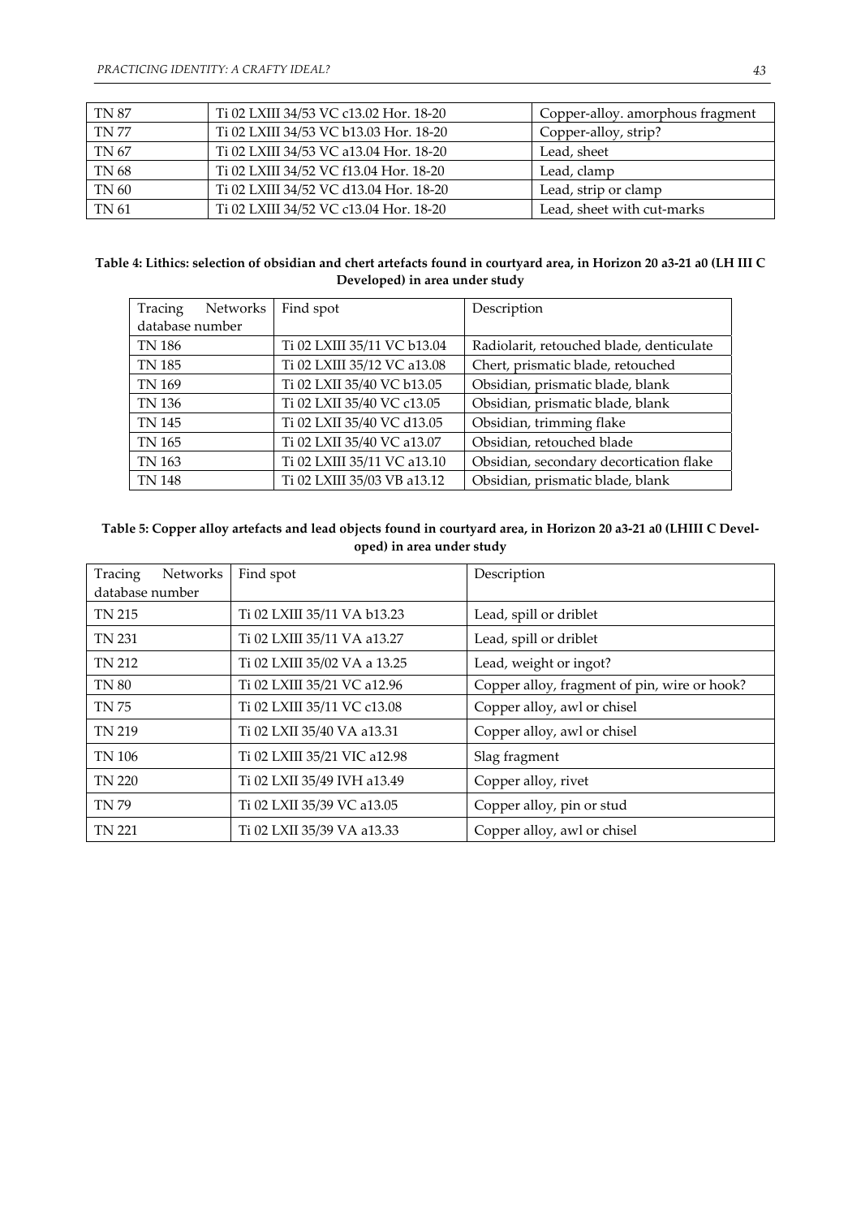| | | |
|---|---|---|
| TN 87 | Ti 02 LXIII 34/53 VC c13.02 Hor. 18-20 | Copper-alloy. amorphous fragment |
| TN 77 | Ti 02 LXIII 34/53 VC b13.03 Hor. 18-20 | Copper-alloy, strip? |
| TN 67 | Ti 02 LXIII 34/53 VC a13.04 Hor. 18-20 | Lead, sheet |
| TN 68 | Ti 02 LXIII 34/52 VC f13.04 Hor. 18-20 | Lead, clamp |
| TN 60 | Ti 02 LXIII 34/52 VC d13.04 Hor. 18-20 | Lead, strip or clamp |
| TN 61 | Ti 02 LXIII 34/52 VC c13.04 Hor. 18-20 | Lead, sheet with cut-marks |

**Table 4: Lithics: selection of obsidian and chert artefacts found in courtyard area, in Horizon 20 a3-21 a0 (LH III C Developed) in area under study**

| Tracing Networks database number | Find spot | Description |
|---|---|---|
| TN 186 | Ti 02 LXIII 35/11 VC b13.04 | Radiolarit, retouched blade, denticulate |
| TN 185 | Ti 02 LXIII 35/12 VC a13.08 | Chert, prismatic blade, retouched |
| TN 169 | Ti 02 LXII 35/40 VC b13.05 | Obsidian, prismatic blade, blank |
| TN 136 | Ti 02 LXII 35/40 VC c13.05 | Obsidian, prismatic blade, blank |
| TN 145 | Ti 02 LXII 35/40 VC d13.05 | Obsidian, trimming flake |
| TN 165 | Ti 02 LXII 35/40 VC a13.07 | Obsidian, retouched blade |
| TN 163 | Ti 02 LXIII 35/11 VC a13.10 | Obsidian, secondary decortication flake |
| TN 148 | Ti 02 LXIII 35/03 VB a13.12 | Obsidian, prismatic blade, blank |

**Table 5: Copper alloy artefacts and lead objects found in courtyard area, in Horizon 20 a3-21 a0 (LHIII C Developed) in area under study**

| Tracing Networks database number | Find spot | Description |
|---|---|---|
| TN 215 | Ti 02 LXIII 35/11 VA b13.23 | Lead, spill or driblet |
| TN 231 | Ti 02 LXIII 35/11 VA a13.27 | Lead, spill or driblet |
| TN 212 | Ti 02 LXIII 35/02 VA a 13.25 | Lead, weight or ingot? |
| TN 80 | Ti 02 LXIII 35/21 VC a12.96 | Copper alloy, fragment of pin, wire or hook? |
| TN 75 | Ti 02 LXIII 35/11 VC c13.08 | Copper alloy, awl or chisel |
| TN 219 | Ti 02 LXII 35/40 VA a13.31 | Copper alloy, awl or chisel |
| TN 106 | Ti 02 LXIII 35/21 VIC a12.98 | Slag fragment |
| TN 220 | Ti 02 LXII 35/49 IVH a13.49 | Copper alloy, rivet |
| TN 79 | Ti 02 LXII 35/39 VC a13.05 | Copper alloy, pin or stud |
| TN 221 | Ti 02 LXII 35/39 VA a13.33 | Copper alloy, awl or chisel |